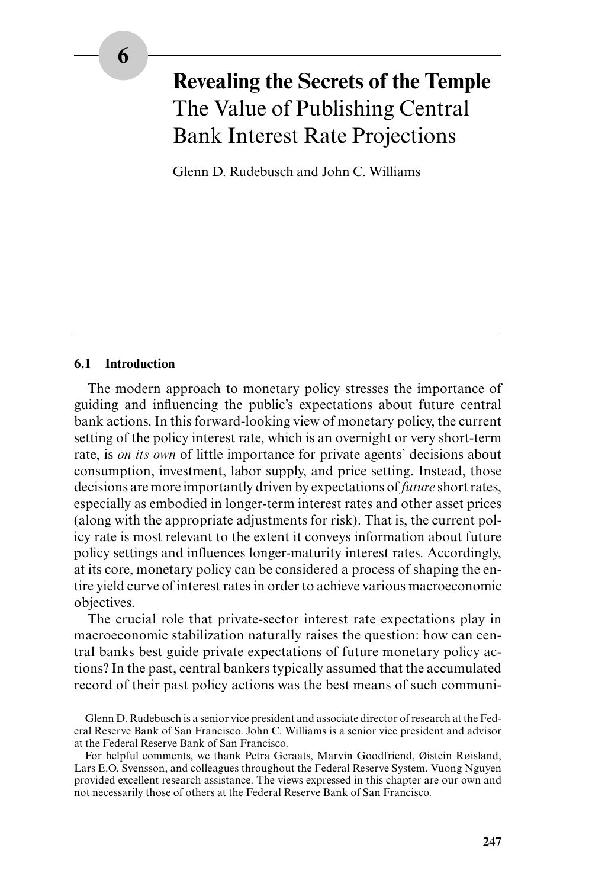# 6

# Revealing the Secrets of the Temple
## The Value of Publishing Central Bank Interest Rate Projections

Glenn D. Rudebusch and John C. Williams

## 6.1 Introduction

The modern approach to monetary policy stresses the importance of guiding and influencing the public's expectations about future central bank actions. In this forward-looking view of monetary policy, the current setting of the policy interest rate, which is an overnight or very short-term rate, is *on its own* of little importance for private agents' decisions about consumption, investment, labor supply, and price setting. Instead, those decisions are more importantly driven by expectations of *future* short rates, especially as embodied in longer-term interest rates and other asset prices (along with the appropriate adjustments for risk). That is, the current policy rate is most relevant to the extent it conveys information about future policy settings and influences longer-maturity interest rates. Accordingly, at its core, monetary policy can be considered a process of shaping the entire yield curve of interest rates in order to achieve various macroeconomic objectives.

The crucial role that private-sector interest rate expectations play in macroeconomic stabilization naturally raises the question: how can central banks best guide private expectations of future monetary policy actions? In the past, central bankers typically assumed that the accumulated record of their past policy actions was the best means of such communi-

Glenn D. Rudebusch is a senior vice president and associate director of research at the Federal Reserve Bank of San Francisco. John C. Williams is a senior vice president and advisor at the Federal Reserve Bank of San Francisco.

For helpful comments, we thank Petra Geraats, Marvin Goodfriend, Øistein Røisland, Lars E.O. Svensson, and colleagues throughout the Federal Reserve System. Vuong Nguyen provided excellent research assistance. The views expressed in this chapter are our own and not necessarily those of others at the Federal Reserve Bank of San Francisco.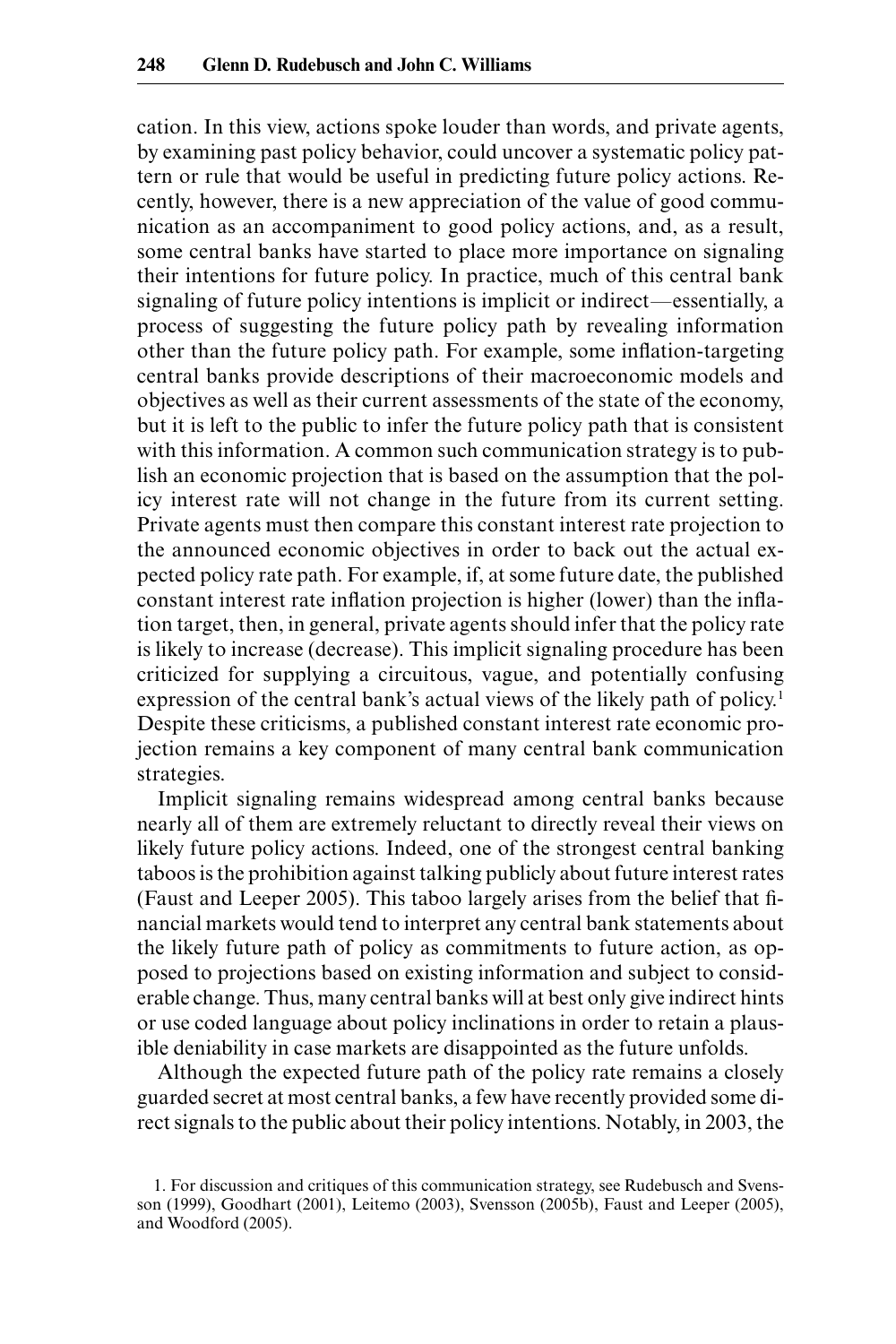cation. In this view, actions spoke louder than words, and private agents, by examining past policy behavior, could uncover a systematic policy pattern or rule that would be useful in predicting future policy actions. Recently, however, there is a new appreciation of the value of good communication as an accompaniment to good policy actions, and, as a result, some central banks have started to place more importance on signaling their intentions for future policy. In practice, much of this central bank signaling of future policy intentions is implicit or indirect—essentially, a process of suggesting the future policy path by revealing information other than the future policy path. For example, some inflation-targeting central banks provide descriptions of their macroeconomic models and objectives as well as their current assessments of the state of the economy, but it is left to the public to infer the future policy path that is consistent with this information. A common such communication strategy is to publish an economic projection that is based on the assumption that the policy interest rate will not change in the future from its current setting. Private agents must then compare this constant interest rate projection to the announced economic objectives in order to back out the actual expected policy rate path. For example, if, at some future date, the published constant interest rate inflation projection is higher (lower) than the inflation target, then, in general, private agents should infer that the policy rate is likely to increase (decrease). This implicit signaling procedure has been criticized for supplying a circuitous, vague, and potentially confusing expression of the central bank's actual views of the likely path of policy.[1] Despite these criticisms, a published constant interest rate economic projection remains a key component of many central bank communication strategies.

Implicit signaling remains widespread among central banks because nearly all of them are extremely reluctant to directly reveal their views on likely future policy actions. Indeed, one of the strongest central banking taboos is the prohibition against talking publicly about future interest rates (Faust and Leeper 2005). This taboo largely arises from the belief that financial markets would tend to interpret any central bank statements about the likely future path of policy as commitments to future action, as opposed to projections based on existing information and subject to considerable change. Thus, many central banks will at best only give indirect hints or use coded language about policy inclinations in order to retain a plausible deniability in case markets are disappointed as the future unfolds.

Although the expected future path of the policy rate remains a closely guarded secret at most central banks, a few have recently provided some direct signals to the public about their policy intentions. Notably, in 2003, the

1. For discussion and critiques of this communication strategy, see Rudebusch and Svensson (1999), Goodhart (2001), Leitemo (2003), Svensson (2005b), Faust and Leeper (2005), and Woodford (2005).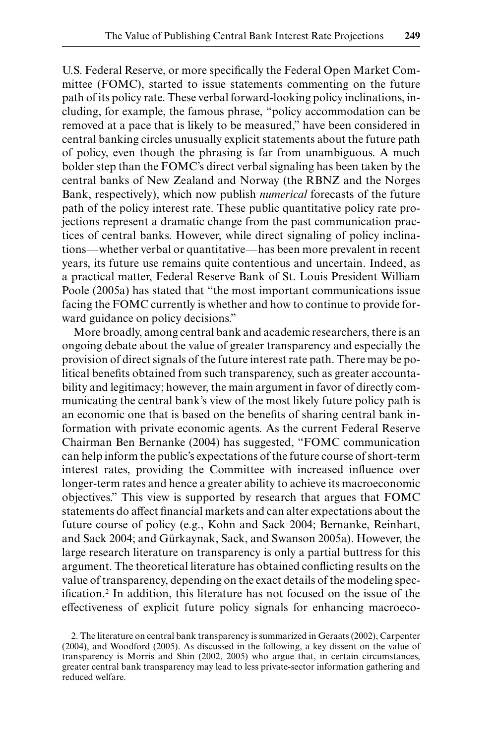U.S. Federal Reserve, or more specifically the Federal Open Market Committee (FOMC), started to issue statements commenting on the future path of its policy rate. These verbal forward-looking policy inclinations, including, for example, the famous phrase, "policy accommodation can be removed at a pace that is likely to be measured," have been considered in central banking circles unusually explicit statements about the future path of policy, even though the phrasing is far from unambiguous. A much bolder step than the FOMC's direct verbal signaling has been taken by the central banks of New Zealand and Norway (the RBNZ and the Norges Bank, respectively), which now publish *numerical* forecasts of the future path of the policy interest rate. These public quantitative policy rate projections represent a dramatic change from the past communication practices of central banks. However, while direct signaling of policy inclinations—whether verbal or quantitative—has been more prevalent in recent years, its future use remains quite contentious and uncertain. Indeed, as a practical matter, Federal Reserve Bank of St. Louis President William Poole (2005a) has stated that "the most important communications issue facing the FOMC currently is whether and how to continue to provide forward guidance on policy decisions."

More broadly, among central bank and academic researchers, there is an ongoing debate about the value of greater transparency and especially the provision of direct signals of the future interest rate path. There may be political benefits obtained from such transparency, such as greater accountability and legitimacy; however, the main argument in favor of directly communicating the central bank's view of the most likely future policy path is an economic one that is based on the benefits of sharing central bank information with private economic agents. As the current Federal Reserve Chairman Ben Bernanke (2004) has suggested, "FOMC communication can help inform the public's expectations of the future course of short-term interest rates, providing the Committee with increased influence over longer-term rates and hence a greater ability to achieve its macroeconomic objectives." This view is supported by research that argues that FOMC statements do affect financial markets and can alter expectations about the future course of policy (e.g., Kohn and Sack 2004; Bernanke, Reinhart, and Sack 2004; and Gürkaynak, Sack, and Swanson 2005a). However, the large research literature on transparency is only a partial buttress for this argument. The theoretical literature has obtained conflicting results on the value of transparency, depending on the exact details of the modeling specification.[2] In addition, this literature has not focused on the issue of the effectiveness of explicit future policy signals for enhancing macroeco-

2. The literature on central bank transparency is summarized in Geraats (2002), Carpenter (2004), and Woodford (2005). As discussed in the following, a key dissent on the value of transparency is Morris and Shin (2002, 2005) who argue that, in certain circumstances, greater central bank transparency may lead to less private-sector information gathering and reduced welfare.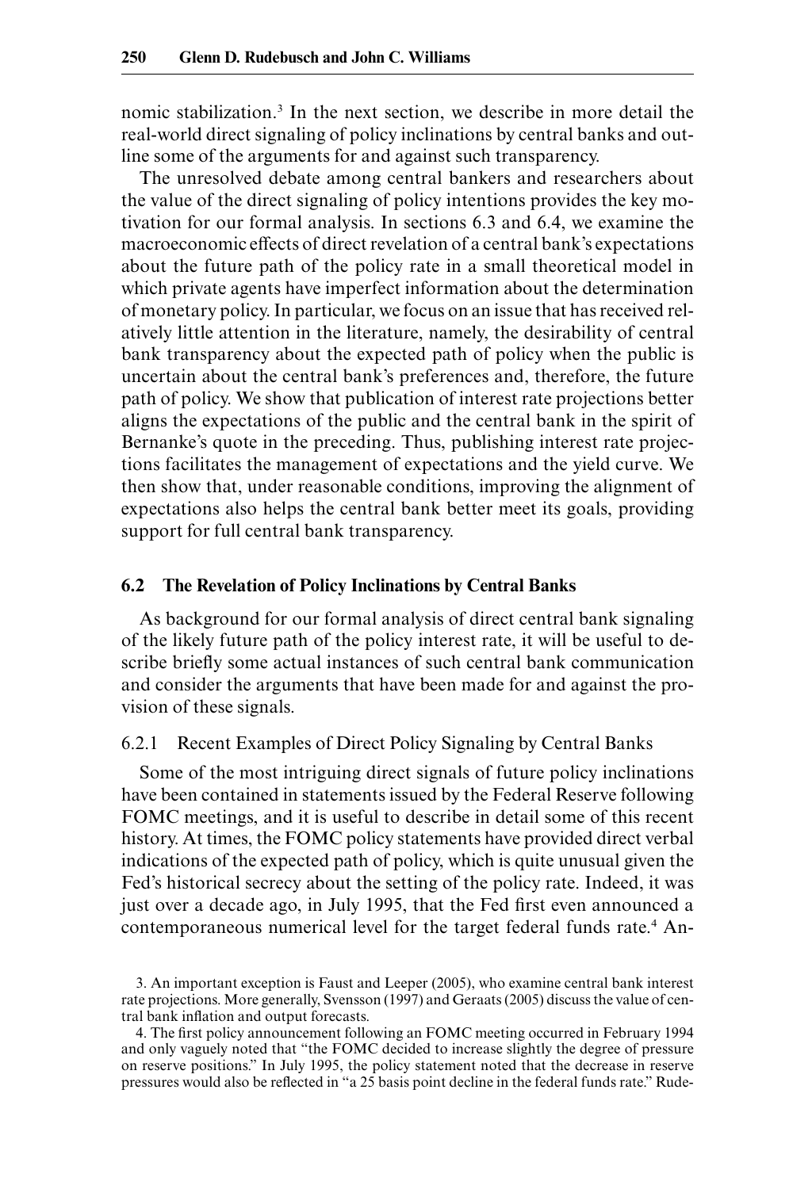nomic stabilization.[3] In the next section, we describe in more detail the real-world direct signaling of policy inclinations by central banks and outline some of the arguments for and against such transparency.

The unresolved debate among central bankers and researchers about the value of the direct signaling of policy intentions provides the key motivation for our formal analysis. In sections 6.3 and 6.4, we examine the macroeconomic effects of direct revelation of a central bank's expectations about the future path of the policy rate in a small theoretical model in which private agents have imperfect information about the determination of monetary policy. In particular, we focus on an issue that has received relatively little attention in the literature, namely, the desirability of central bank transparency about the expected path of policy when the public is uncertain about the central bank's preferences and, therefore, the future path of policy. We show that publication of interest rate projections better aligns the expectations of the public and the central bank in the spirit of Bernanke's quote in the preceding. Thus, publishing interest rate projections facilitates the management of expectations and the yield curve. We then show that, under reasonable conditions, improving the alignment of expectations also helps the central bank better meet its goals, providing support for full central bank transparency.

## 6.2 The Revelation of Policy Inclinations by Central Banks

As background for our formal analysis of direct central bank signaling of the likely future path of the policy interest rate, it will be useful to describe briefly some actual instances of such central bank communication and consider the arguments that have been made for and against the provision of these signals.

### 6.2.1 Recent Examples of Direct Policy Signaling by Central Banks

Some of the most intriguing direct signals of future policy inclinations have been contained in statements issued by the Federal Reserve following FOMC meetings, and it is useful to describe in detail some of this recent history. At times, the FOMC policy statements have provided direct verbal indications of the expected path of policy, which is quite unusual given the Fed's historical secrecy about the setting of the policy rate. Indeed, it was just over a decade ago, in July 1995, that the Fed first even announced a contemporaneous numerical level for the target federal funds rate.[4] An-

3. An important exception is Faust and Leeper (2005), who examine central bank interest rate projections. More generally, Svensson (1997) and Geraats (2005) discuss the value of central bank inflation and output forecasts.

4. The first policy announcement following an FOMC meeting occurred in February 1994 and only vaguely noted that "the FOMC decided to increase slightly the degree of pressure on reserve positions." In July 1995, the policy statement noted that the decrease in reserve pressures would also be reflected in "a 25 basis point decline in the federal funds rate." Rude-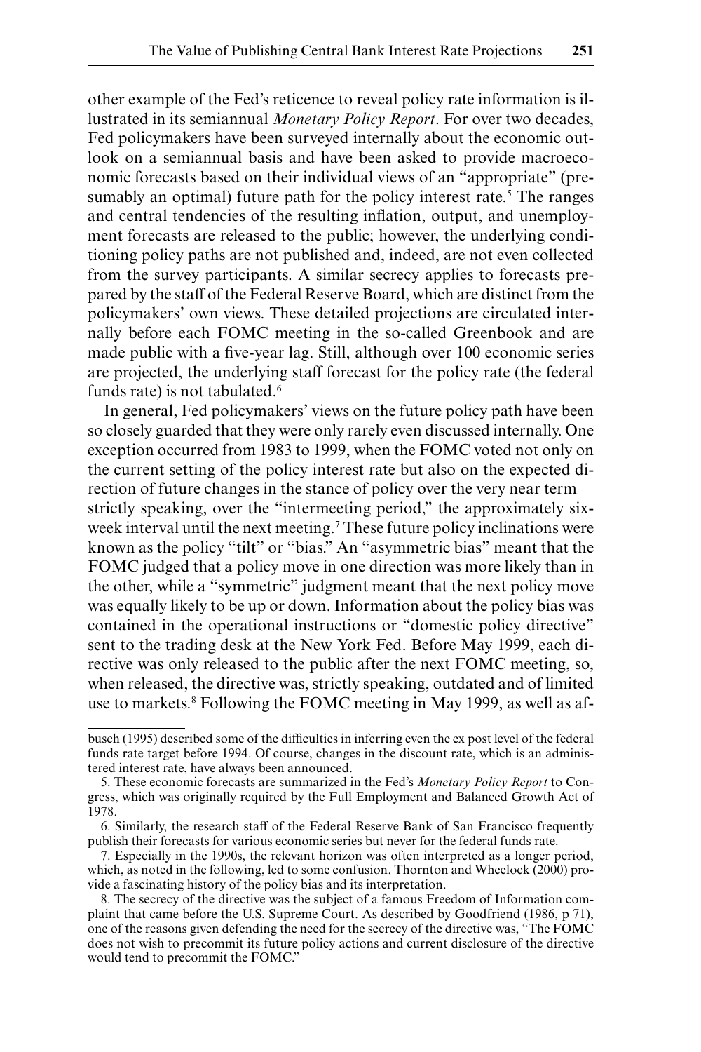other example of the Fed's reticence to reveal policy rate information is illustrated in its semiannual *Monetary Policy Report*. For over two decades, Fed policymakers have been surveyed internally about the economic outlook on a semiannual basis and have been asked to provide macroeconomic forecasts based on their individual views of an "appropriate" (presumably an optimal) future path for the policy interest rate.[5] The ranges and central tendencies of the resulting inflation, output, and unemployment forecasts are released to the public; however, the underlying conditioning policy paths are not published and, indeed, are not even collected from the survey participants. A similar secrecy applies to forecasts prepared by the staff of the Federal Reserve Board, which are distinct from the policymakers' own views. These detailed projections are circulated internally before each FOMC meeting in the so-called Greenbook and are made public with a five-year lag. Still, although over 100 economic series are projected, the underlying staff forecast for the policy rate (the federal funds rate) is not tabulated.[6]

In general, Fed policymakers' views on the future policy path have been so closely guarded that they were only rarely even discussed internally. One exception occurred from 1983 to 1999, when the FOMC voted not only on the current setting of the policy interest rate but also on the expected direction of future changes in the stance of policy over the very near term—strictly speaking, over the "intermeeting period," the approximately six-week interval until the next meeting.[7] These future policy inclinations were known as the policy "tilt" or "bias." An "asymmetric bias" meant that the FOMC judged that a policy move in one direction was more likely than in the other, while a "symmetric" judgment meant that the next policy move was equally likely to be up or down. Information about the policy bias was contained in the operational instructions or "domestic policy directive" sent to the trading desk at the New York Fed. Before May 1999, each directive was only released to the public after the next FOMC meeting, so, when released, the directive was, strictly speaking, outdated and of limited use to markets.[8] Following the FOMC meeting in May 1999, as well as af-

busch (1995) described some of the difficulties in inferring even the ex post level of the federal funds rate target before 1994. Of course, changes in the discount rate, which is an administered interest rate, have always been announced.

5. These economic forecasts are summarized in the Fed's *Monetary Policy Report* to Congress, which was originally required by the Full Employment and Balanced Growth Act of 1978.

6. Similarly, the research staff of the Federal Reserve Bank of San Francisco frequently publish their forecasts for various economic series but never for the federal funds rate.

7. Especially in the 1990s, the relevant horizon was often interpreted as a longer period, which, as noted in the following, led to some confusion. Thornton and Wheelock (2000) provide a fascinating history of the policy bias and its interpretation.

8. The secrecy of the directive was the subject of a famous Freedom of Information complaint that came before the U.S. Supreme Court. As described by Goodfriend (1986, p 71), one of the reasons given defending the need for the secrecy of the directive was, "The FOMC does not wish to precommit its future policy actions and current disclosure of the directive would tend to precommit the FOMC."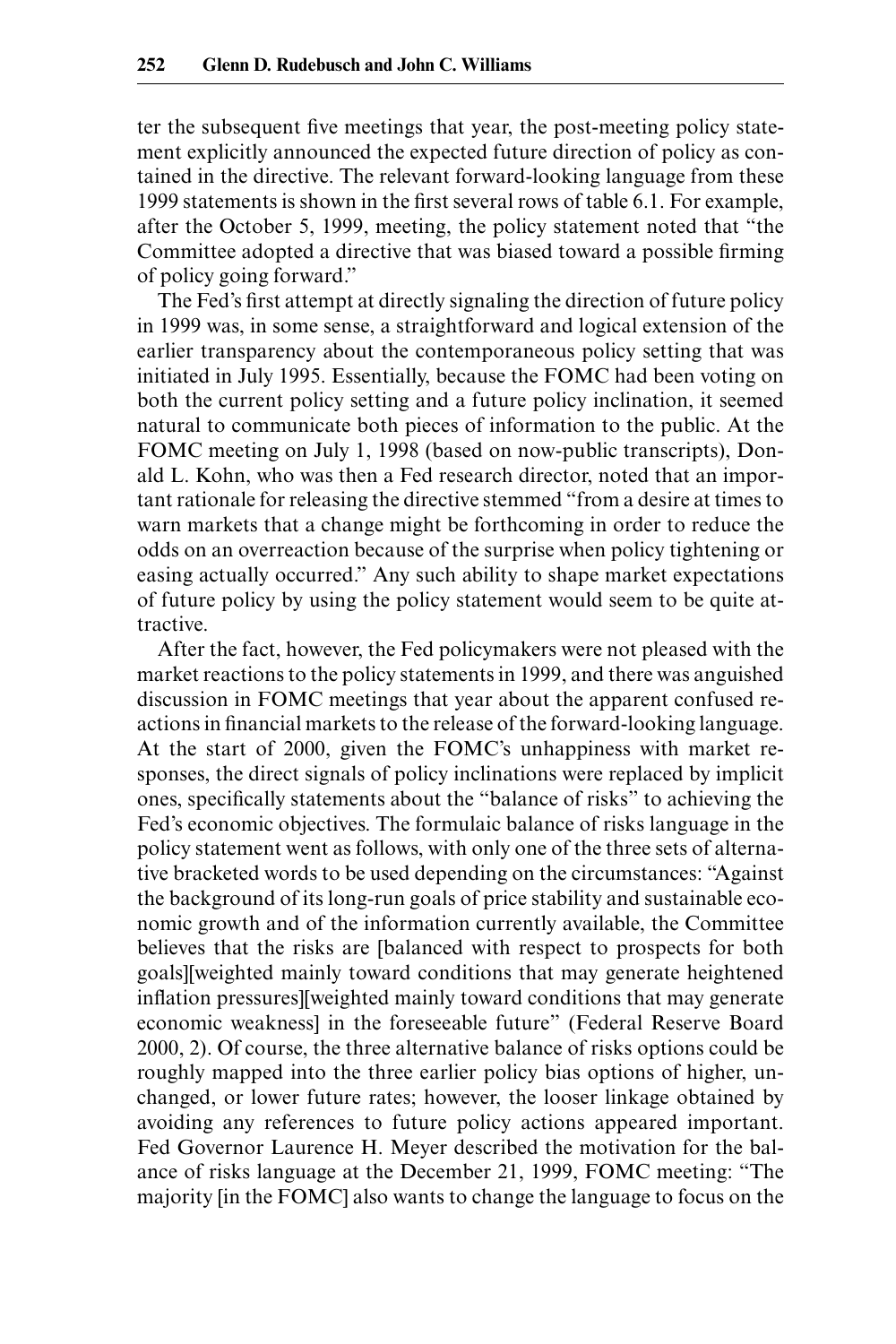ter the subsequent five meetings that year, the post-meeting policy statement explicitly announced the expected future direction of policy as contained in the directive. The relevant forward-looking language from these 1999 statements is shown in the first several rows of table 6.1. For example, after the October 5, 1999, meeting, the policy statement noted that "the Committee adopted a directive that was biased toward a possible firming of policy going forward."

The Fed's first attempt at directly signaling the direction of future policy in 1999 was, in some sense, a straightforward and logical extension of the earlier transparency about the contemporaneous policy setting that was initiated in July 1995. Essentially, because the FOMC had been voting on both the current policy setting and a future policy inclination, it seemed natural to communicate both pieces of information to the public. At the FOMC meeting on July 1, 1998 (based on now-public transcripts), Donald L. Kohn, who was then a Fed research director, noted that an important rationale for releasing the directive stemmed "from a desire at times to warn markets that a change might be forthcoming in order to reduce the odds on an overreaction because of the surprise when policy tightening or easing actually occurred." Any such ability to shape market expectations of future policy by using the policy statement would seem to be quite attractive.

After the fact, however, the Fed policymakers were not pleased with the market reactions to the policy statements in 1999, and there was anguished discussion in FOMC meetings that year about the apparent confused reactions in financial markets to the release of the forward-looking language. At the start of 2000, given the FOMC's unhappiness with market responses, the direct signals of policy inclinations were replaced by implicit ones, specifically statements about the "balance of risks" to achieving the Fed's economic objectives. The formulaic balance of risks language in the policy statement went as follows, with only one of the three sets of alternative bracketed words to be used depending on the circumstances: "Against the background of its long-run goals of price stability and sustainable economic growth and of the information currently available, the Committee believes that the risks are [balanced with respect to prospects for both goals][weighted mainly toward conditions that may generate heightened inflation pressures][weighted mainly toward conditions that may generate economic weakness] in the foreseeable future" (Federal Reserve Board 2000, 2). Of course, the three alternative balance of risks options could be roughly mapped into the three earlier policy bias options of higher, unchanged, or lower future rates; however, the looser linkage obtained by avoiding any references to future policy actions appeared important. Fed Governor Laurence H. Meyer described the motivation for the balance of risks language at the December 21, 1999, FOMC meeting: "The majority [in the FOMC] also wants to change the language to focus on the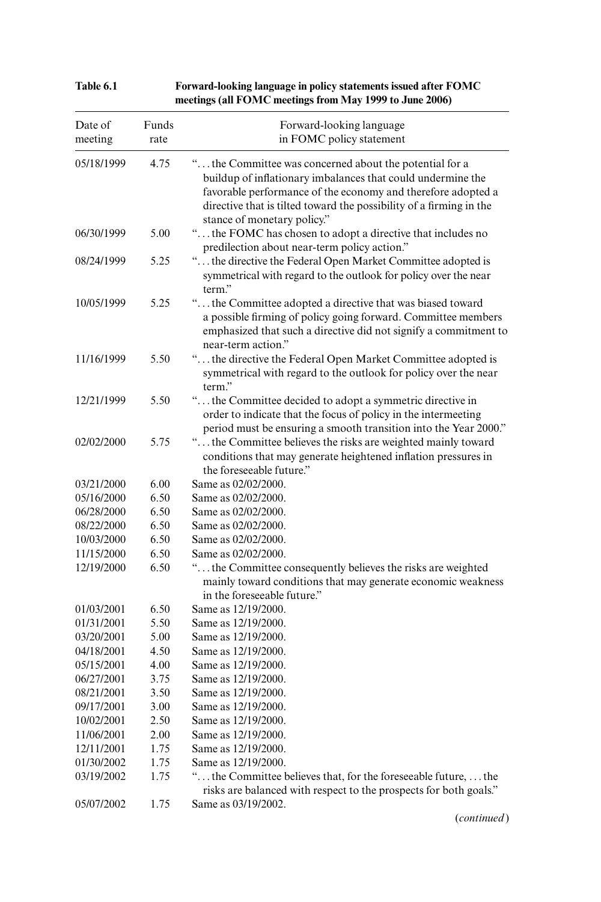**Table 6.1 Forward-looking language in policy statements issued after FOMC meetings (all FOMC meetings from May 1999 to June 2006)**

| Date of meeting | Funds rate | Forward-looking language in FOMC policy statement |
|---|---|---|
| 05/18/1999 | 4.75 | "... the Committee was concerned about the potential for a buildup of inflationary imbalances that could undermine the favorable performance of the economy and therefore adopted a directive that is tilted toward the possibility of a firming in the stance of monetary policy." |
| 06/30/1999 | 5.00 | "... the FOMC has chosen to adopt a directive that includes no predilection about near-term policy action." |
| 08/24/1999 | 5.25 | "... the directive the Federal Open Market Committee adopted is symmetrical with regard to the outlook for policy over the near term." |
| 10/05/1999 | 5.25 | "... the Committee adopted a directive that was biased toward a possible firming of policy going forward. Committee members emphasized that such a directive did not signify a commitment to near-term action." |
| 11/16/1999 | 5.50 | "... the directive the Federal Open Market Committee adopted is symmetrical with regard to the outlook for policy over the near term." |
| 12/21/1999 | 5.50 | "... the Committee decided to adopt a symmetric directive in order to indicate that the focus of policy in the intermeeting period must be ensuring a smooth transition into the Year 2000." |
| 02/02/2000 | 5.75 | "... the Committee believes the risks are weighted mainly toward conditions that may generate heightened inflation pressures in the foreseeable future." |
| 03/21/2000 | 6.00 | Same as 02/02/2000. |
| 05/16/2000 | 6.50 | Same as 02/02/2000. |
| 06/28/2000 | 6.50 | Same as 02/02/2000. |
| 08/22/2000 | 6.50 | Same as 02/02/2000. |
| 10/03/2000 | 6.50 | Same as 02/02/2000. |
| 11/15/2000 | 6.50 | Same as 02/02/2000. |
| 12/19/2000 | 6.50 | "... the Committee consequently believes the risks are weighted mainly toward conditions that may generate economic weakness in the foreseeable future." |
| 01/03/2001 | 6.50 | Same as 12/19/2000. |
| 01/31/2001 | 5.50 | Same as 12/19/2000. |
| 03/20/2001 | 5.00 | Same as 12/19/2000. |
| 04/18/2001 | 4.50 | Same as 12/19/2000. |
| 05/15/2001 | 4.00 | Same as 12/19/2000. |
| 06/27/2001 | 3.75 | Same as 12/19/2000. |
| 08/21/2001 | 3.50 | Same as 12/19/2000. |
| 09/17/2001 | 3.00 | Same as 12/19/2000. |
| 10/02/2001 | 2.50 | Same as 12/19/2000. |
| 11/06/2001 | 2.00 | Same as 12/19/2000. |
| 12/11/2001 | 1.75 | Same as 12/19/2000. |
| 01/30/2002 | 1.75 | Same as 12/19/2000. |
| 03/19/2002 | 1.75 | "... the Committee believes that, for the foreseeable future, ... the risks are balanced with respect to the prospects for both goals." |
| 05/07/2002 | 1.75 | Same as 03/19/2002. |

(*continued*)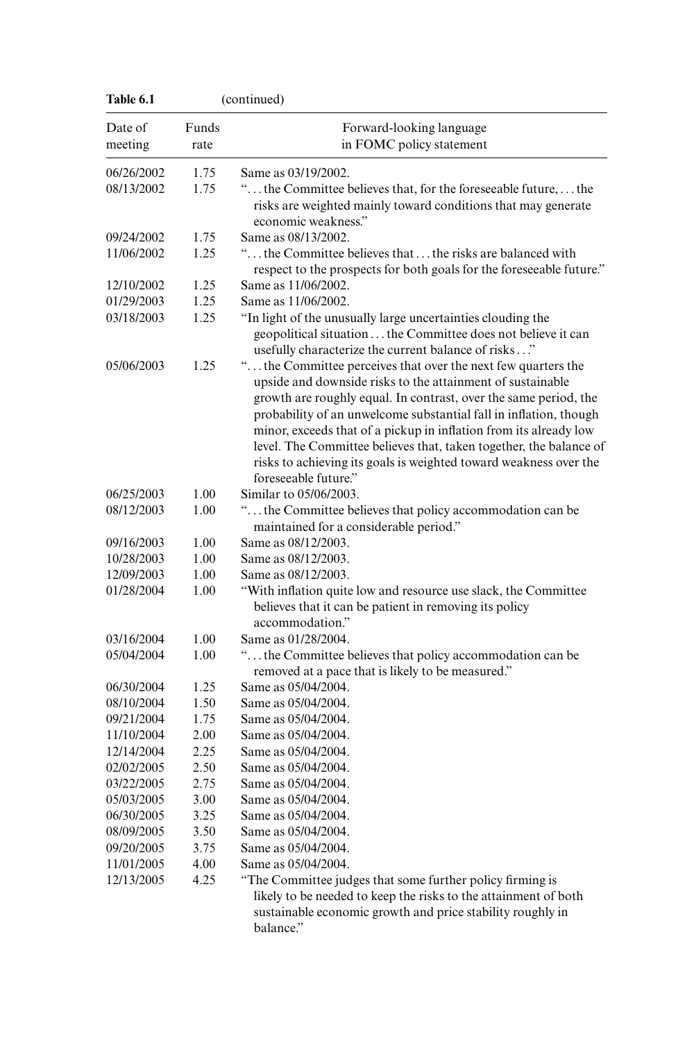**Table 6.1** (continued)

| Date of meeting | Funds rate | Forward-looking language in FOMC policy statement |
|---|---|---|
| 06/26/2002 | 1.75 | Same as 03/19/2002. |
| 08/13/2002 | 1.75 | "... the Committee believes that, for the foreseeable future, ... the risks are weighted mainly toward conditions that may generate economic weakness." |
| 09/24/2002 | 1.75 | Same as 08/13/2002. |
| 11/06/2002 | 1.25 | "... the Committee believes that ... the risks are balanced with respect to the prospects for both goals for the foreseeable future." |
| 12/10/2002 | 1.25 | Same as 11/06/2002. |
| 01/29/2003 | 1.25 | Same as 11/06/2002. |
| 03/18/2003 | 1.25 | "In light of the unusually large uncertainties clouding the geopolitical situation ... the Committee does not believe it can usefully characterize the current balance of risks ..." |
| 05/06/2003 | 1.25 | "... the Committee perceives that over the next few quarters the upside and downside risks to the attainment of sustainable growth are roughly equal. In contrast, over the same period, the probability of an unwelcome substantial fall in inflation, though minor, exceeds that of a pickup in inflation from its already low level. The Committee believes that, taken together, the balance of risks to achieving its goals is weighted toward weakness over the foreseeable future." |
| 06/25/2003 | 1.00 | Similar to 05/06/2003. |
| 08/12/2003 | 1.00 | "... the Committee believes that policy accommodation can be maintained for a considerable period." |
| 09/16/2003 | 1.00 | Same as 08/12/2003. |
| 10/28/2003 | 1.00 | Same as 08/12/2003. |
| 12/09/2003 | 1.00 | Same as 08/12/2003. |
| 01/28/2004 | 1.00 | "With inflation quite low and resource use slack, the Committee believes that it can be patient in removing its policy accommodation." |
| 03/16/2004 | 1.00 | Same as 01/28/2004. |
| 05/04/2004 | 1.00 | "... the Committee believes that policy accommodation can be removed at a pace that is likely to be measured." |
| 06/30/2004 | 1.25 | Same as 05/04/2004. |
| 08/10/2004 | 1.50 | Same as 05/04/2004. |
| 09/21/2004 | 1.75 | Same as 05/04/2004. |
| 11/10/2004 | 2.00 | Same as 05/04/2004. |
| 12/14/2004 | 2.25 | Same as 05/04/2004. |
| 02/02/2005 | 2.50 | Same as 05/04/2004. |
| 03/22/2005 | 2.75 | Same as 05/04/2004. |
| 05/03/2005 | 3.00 | Same as 05/04/2004. |
| 06/30/2005 | 3.25 | Same as 05/04/2004. |
| 08/09/2005 | 3.50 | Same as 05/04/2004. |
| 09/20/2005 | 3.75 | Same as 05/04/2004. |
| 11/01/2005 | 4.00 | Same as 05/04/2004. |
| 12/13/2005 | 4.25 | "The Committee judges that some further policy firming is likely to be needed to keep the risks to the attainment of both sustainable economic growth and price stability roughly in balance." |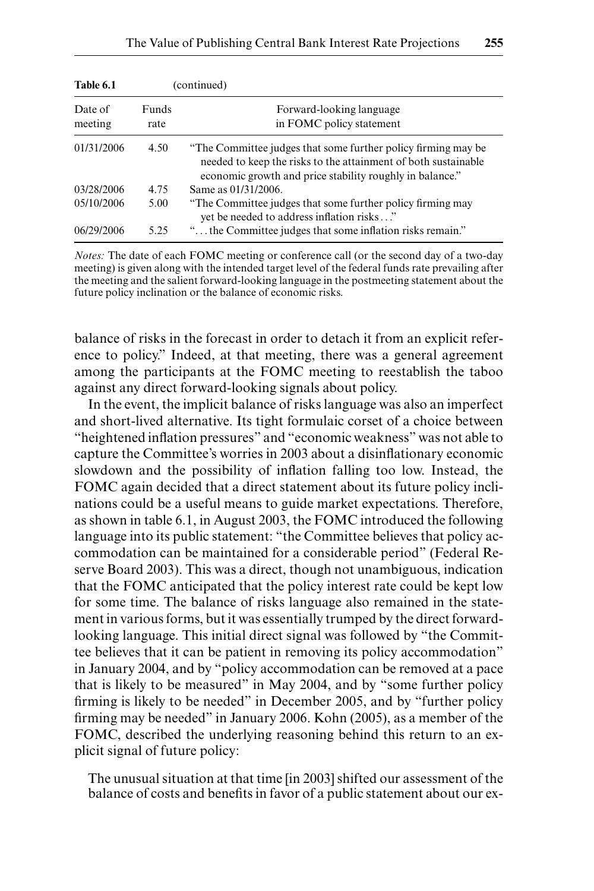**Table 6.1** (continued)

| Date of meeting | Funds rate | Forward-looking language in FOMC policy statement |
|---|---|---|
| 01/31/2006 | 4.50 | "The Committee judges that some further policy firming may be needed to keep the risks to the attainment of both sustainable economic growth and price stability roughly in balance." |
| 03/28/2006 | 4.75 | Same as 01/31/2006. |
| 05/10/2006 | 5.00 | "The Committee judges that some further policy firming may yet be needed to address inflation risks . . ." |
| 06/29/2006 | 5.25 | ". . . the Committee judges that some inflation risks remain." |

*Notes:* The date of each FOMC meeting or conference call (or the second day of a two-day meeting) is given along with the intended target level of the federal funds rate prevailing after the meeting and the salient forward-looking language in the postmeeting statement about the future policy inclination or the balance of economic risks.

balance of risks in the forecast in order to detach it from an explicit reference to policy." Indeed, at that meeting, there was a general agreement among the participants at the FOMC meeting to reestablish the taboo against any direct forward-looking signals about policy.

In the event, the implicit balance of risks language was also an imperfect and short-lived alternative. Its tight formulaic corset of a choice between "heightened inflation pressures" and "economic weakness" was not able to capture the Committee's worries in 2003 about a disinflationary economic slowdown and the possibility of inflation falling too low. Instead, the FOMC again decided that a direct statement about its future policy inclinations could be a useful means to guide market expectations. Therefore, as shown in table 6.1, in August 2003, the FOMC introduced the following language into its public statement: "the Committee believes that policy accommodation can be maintained for a considerable period" (Federal Reserve Board 2003). This was a direct, though not unambiguous, indication that the FOMC anticipated that the policy interest rate could be kept low for some time. The balance of risks language also remained in the statement in various forms, but it was essentially trumped by the direct forward-looking language. This initial direct signal was followed by "the Committee believes that it can be patient in removing its policy accommodation" in January 2004, and by "policy accommodation can be removed at a pace that is likely to be measured" in May 2004, and by "some further policy firming is likely to be needed" in December 2005, and by "further policy firming may be needed" in January 2006. Kohn (2005), as a member of the FOMC, described the underlying reasoning behind this return to an explicit signal of future policy:

> The unusual situation at that time [in 2003] shifted our assessment of the balance of costs and benefits in favor of a public statement about our ex-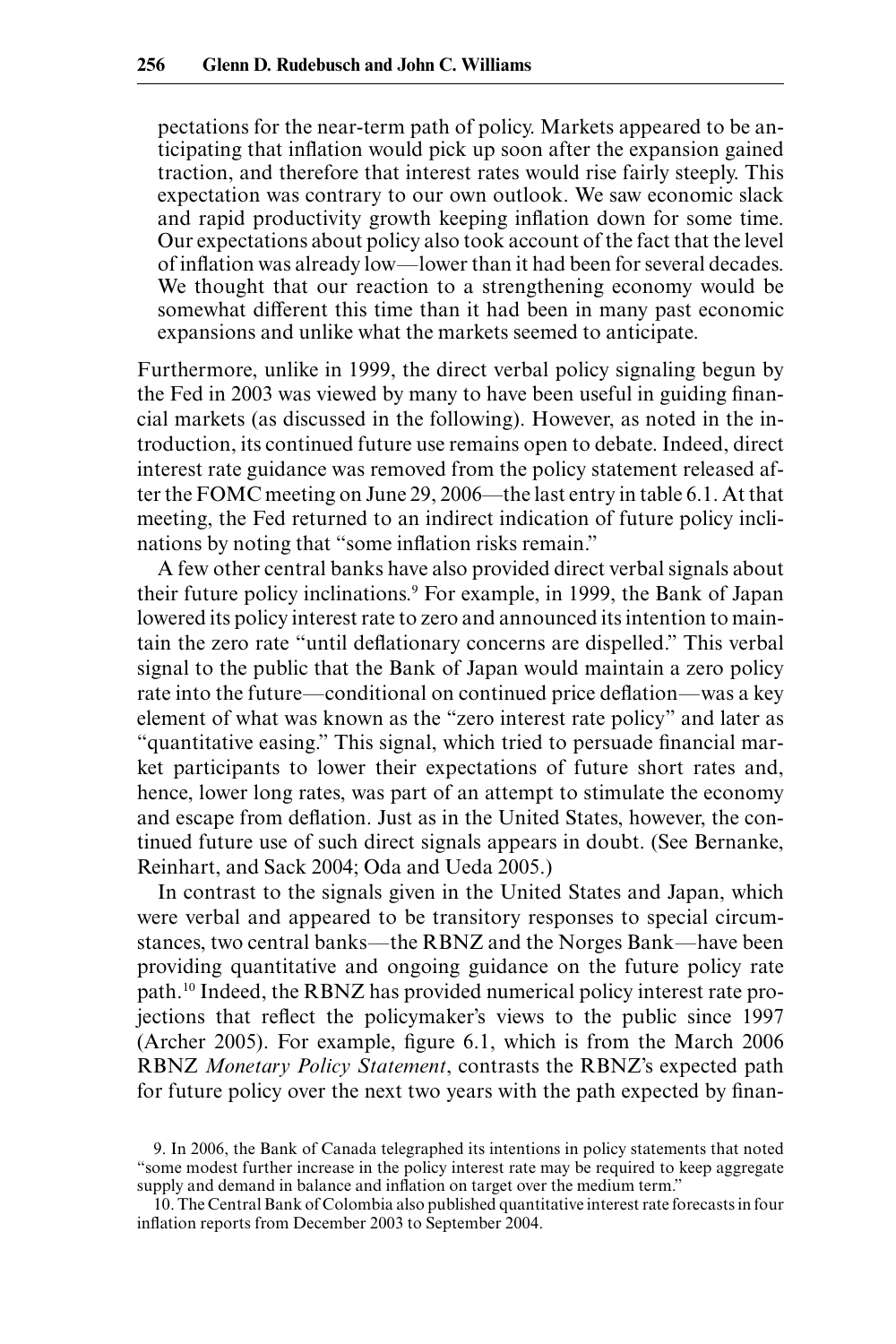pectations for the near-term path of policy. Markets appeared to be anticipating that inflation would pick up soon after the expansion gained traction, and therefore that interest rates would rise fairly steeply. This expectation was contrary to our own outlook. We saw economic slack and rapid productivity growth keeping inflation down for some time. Our expectations about policy also took account of the fact that the level of inflation was already low—lower than it had been for several decades. We thought that our reaction to a strengthening economy would be somewhat different this time than it had been in many past economic expansions and unlike what the markets seemed to anticipate.

Furthermore, unlike in 1999, the direct verbal policy signaling begun by the Fed in 2003 was viewed by many to have been useful in guiding financial markets (as discussed in the following). However, as noted in the introduction, its continued future use remains open to debate. Indeed, direct interest rate guidance was removed from the policy statement released after the FOMC meeting on June 29, 2006—the last entry in table 6.1. At that meeting, the Fed returned to an indirect indication of future policy inclinations by noting that "some inflation risks remain."

A few other central banks have also provided direct verbal signals about their future policy inclinations.[9] For example, in 1999, the Bank of Japan lowered its policy interest rate to zero and announced its intention to maintain the zero rate "until deflationary concerns are dispelled." This verbal signal to the public that the Bank of Japan would maintain a zero policy rate into the future—conditional on continued price deflation—was a key element of what was known as the "zero interest rate policy" and later as "quantitative easing." This signal, which tried to persuade financial market participants to lower their expectations of future short rates and, hence, lower long rates, was part of an attempt to stimulate the economy and escape from deflation. Just as in the United States, however, the continued future use of such direct signals appears in doubt. (See Bernanke, Reinhart, and Sack 2004; Oda and Ueda 2005.)

In contrast to the signals given in the United States and Japan, which were verbal and appeared to be transitory responses to special circumstances, two central banks—the RBNZ and the Norges Bank—have been providing quantitative and ongoing guidance on the future policy rate path.[10] Indeed, the RBNZ has provided numerical policy interest rate projections that reflect the policymaker's views to the public since 1997 (Archer 2005). For example, figure 6.1, which is from the March 2006 RBNZ *Monetary Policy Statement*, contrasts the RBNZ's expected path for future policy over the next two years with the path expected by finan-

9. In 2006, the Bank of Canada telegraphed its intentions in policy statements that noted "some modest further increase in the policy interest rate may be required to keep aggregate supply and demand in balance and inflation on target over the medium term."

10. The Central Bank of Colombia also published quantitative interest rate forecasts in four inflation reports from December 2003 to September 2004.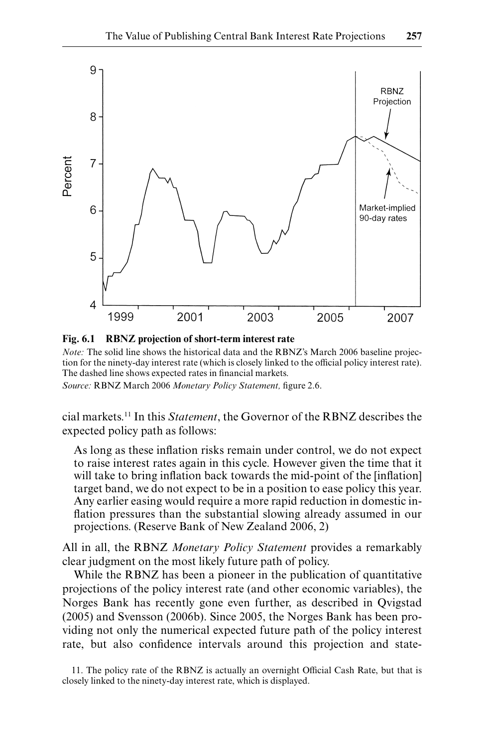**Fig. 6.1 RBNZ projection of short-term interest rate**

*Note:* The solid line shows the historical data and the RBNZ's March 2006 baseline projection for the ninety-day interest rate (which is closely linked to the official policy interest rate). The dashed line shows expected rates in financial markets.

*Source:* RBNZ March 2006 *Monetary Policy Statement,* figure 2.6.

cial markets.[11] In this *Statement*, the Governor of the RBNZ describes the expected policy path as follows:

> As long as these inflation risks remain under control, we do not expect to raise interest rates again in this cycle. However given the time that it will take to bring inflation back towards the mid-point of the [inflation] target band, we do not expect to be in a position to ease policy this year. Any earlier easing would require a more rapid reduction in domestic inflation pressures than the substantial slowing already assumed in our projections. (Reserve Bank of New Zealand 2006, 2)

All in all, the RBNZ *Monetary Policy Statement* provides a remarkably clear judgment on the most likely future path of policy.

While the RBNZ has been a pioneer in the publication of quantitative projections of the policy interest rate (and other economic variables), the Norges Bank has recently gone even further, as described in Qvigstad (2005) and Svensson (2006b). Since 2005, the Norges Bank has been providing not only the numerical expected future path of the policy interest rate, but also confidence intervals around this projection and state-

11. The policy rate of the RBNZ is actually an overnight Official Cash Rate, but that is closely linked to the ninety-day interest rate, which is displayed.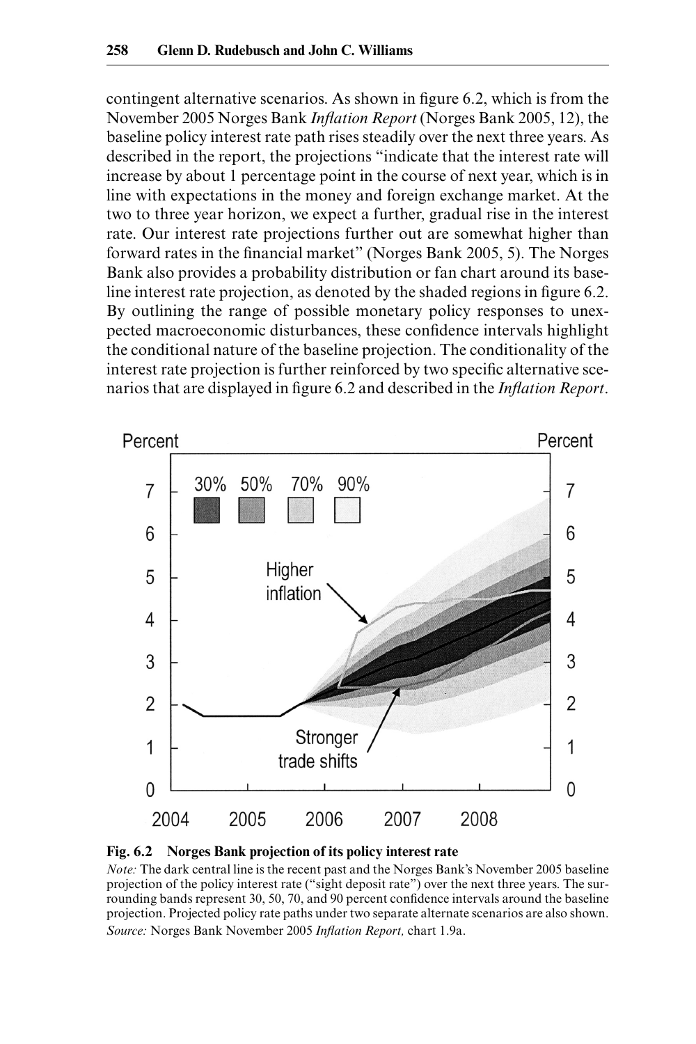contingent alternative scenarios. As shown in figure 6.2, which is from the November 2005 Norges Bank *Inflation Report* (Norges Bank 2005, 12), the baseline policy interest rate path rises steadily over the next three years. As described in the report, the projections "indicate that the interest rate will increase by about 1 percentage point in the course of next year, which is in line with expectations in the money and foreign exchange market. At the two to three year horizon, we expect a further, gradual rise in the interest rate. Our interest rate projections further out are somewhat higher than forward rates in the financial market" (Norges Bank 2005, 5). The Norges Bank also provides a probability distribution or fan chart around its baseline interest rate projection, as denoted by the shaded regions in figure 6.2. By outlining the range of possible monetary policy responses to unexpected macroeconomic disturbances, these confidence intervals highlight the conditional nature of the baseline projection. The conditionality of the interest rate projection is further reinforced by two specific alternative scenarios that are displayed in figure 6.2 and described in the *Inflation Report*.

**Fig. 6.2 Norges Bank projection of its policy interest rate**

*Note:* The dark central line is the recent past and the Norges Bank's November 2005 baseline projection of the policy interest rate ("sight deposit rate") over the next three years. The surrounding bands represent 30, 50, 70, and 90 percent confidence intervals around the baseline projection. Projected policy rate paths under two separate alternate scenarios are also shown.

*Source:* Norges Bank November 2005 *Inflation Report,* chart 1.9a.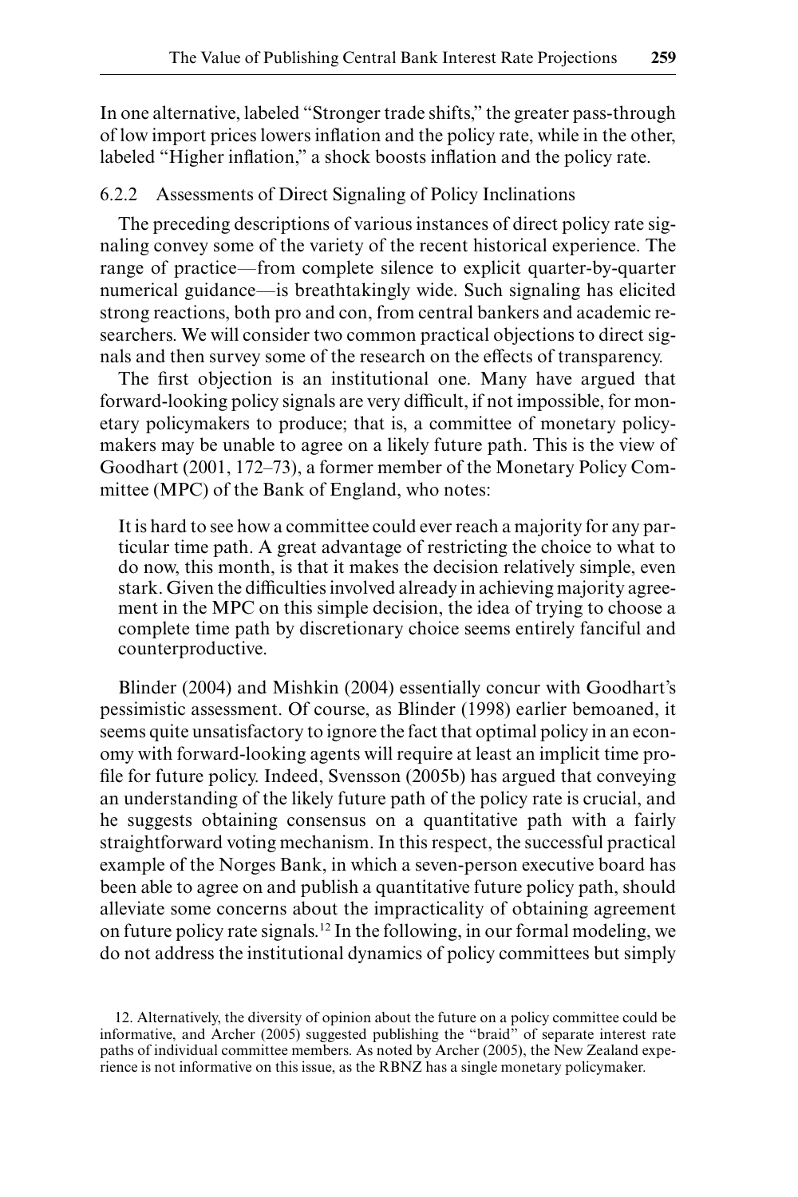In one alternative, labeled "Stronger trade shifts," the greater pass-through of low import prices lowers inflation and the policy rate, while in the other, labeled "Higher inflation," a shock boosts inflation and the policy rate.

### 6.2.2 Assessments of Direct Signaling of Policy Inclinations

The preceding descriptions of various instances of direct policy rate signaling convey some of the variety of the recent historical experience. The range of practice—from complete silence to explicit quarter-by-quarter numerical guidance—is breathtakingly wide. Such signaling has elicited strong reactions, both pro and con, from central bankers and academic researchers. We will consider two common practical objections to direct signals and then survey some of the research on the effects of transparency.

The first objection is an institutional one. Many have argued that forward-looking policy signals are very difficult, if not impossible, for monetary policymakers to produce; that is, a committee of monetary policymakers may be unable to agree on a likely future path. This is the view of Goodhart (2001, 172–73), a former member of the Monetary Policy Committee (MPC) of the Bank of England, who notes:

> It is hard to see how a committee could ever reach a majority for any particular time path. A great advantage of restricting the choice to what to do now, this month, is that it makes the decision relatively simple, even stark. Given the difficulties involved already in achieving majority agreement in the MPC on this simple decision, the idea of trying to choose a complete time path by discretionary choice seems entirely fanciful and counterproductive.

Blinder (2004) and Mishkin (2004) essentially concur with Goodhart's pessimistic assessment. Of course, as Blinder (1998) earlier bemoaned, it seems quite unsatisfactory to ignore the fact that optimal policy in an economy with forward-looking agents will require at least an implicit time profile for future policy. Indeed, Svensson (2005b) has argued that conveying an understanding of the likely future path of the policy rate is crucial, and he suggests obtaining consensus on a quantitative path with a fairly straightforward voting mechanism. In this respect, the successful practical example of the Norges Bank, in which a seven-person executive board has been able to agree on and publish a quantitative future policy path, should alleviate some concerns about the impracticality of obtaining agreement on future policy rate signals.[12] In the following, in our formal modeling, we do not address the institutional dynamics of policy committees but simply

12. Alternatively, the diversity of opinion about the future on a policy committee could be informative, and Archer (2005) suggested publishing the "braid" of separate interest rate paths of individual committee members. As noted by Archer (2005), the New Zealand experience is not informative on this issue, as the RBNZ has a single monetary policymaker.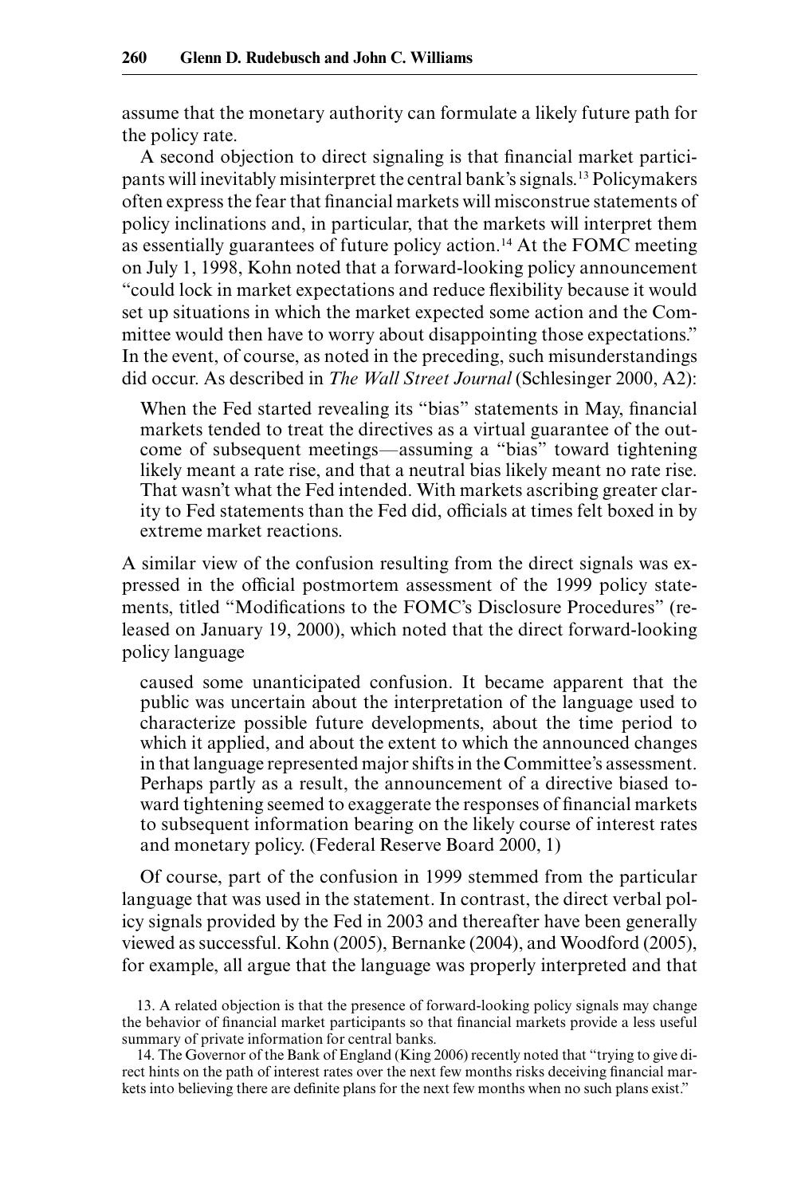assume that the monetary authority can formulate a likely future path for the policy rate.

A second objection to direct signaling is that financial market participants will inevitably misinterpret the central bank's signals.[13] Policymakers often express the fear that financial markets will misconstrue statements of policy inclinations and, in particular, that the markets will interpret them as essentially guarantees of future policy action.[14] At the FOMC meeting on July 1, 1998, Kohn noted that a forward-looking policy announcement "could lock in market expectations and reduce flexibility because it would set up situations in which the market expected some action and the Committee would then have to worry about disappointing those expectations." In the event, of course, as noted in the preceding, such misunderstandings did occur. As described in *The Wall Street Journal* (Schlesinger 2000, A2):

> When the Fed started revealing its "bias" statements in May, financial markets tended to treat the directives as a virtual guarantee of the outcome of subsequent meetings—assuming a "bias" toward tightening likely meant a rate rise, and that a neutral bias likely meant no rate rise. That wasn't what the Fed intended. With markets ascribing greater clarity to Fed statements than the Fed did, officials at times felt boxed in by extreme market reactions.

A similar view of the confusion resulting from the direct signals was expressed in the official postmortem assessment of the 1999 policy statements, titled "Modifications to the FOMC's Disclosure Procedures" (released on January 19, 2000), which noted that the direct forward-looking policy language

> caused some unanticipated confusion. It became apparent that the public was uncertain about the interpretation of the language used to characterize possible future developments, about the time period to which it applied, and about the extent to which the announced changes in that language represented major shifts in the Committee's assessment. Perhaps partly as a result, the announcement of a directive biased toward tightening seemed to exaggerate the responses of financial markets to subsequent information bearing on the likely course of interest rates and monetary policy. (Federal Reserve Board 2000, 1)

Of course, part of the confusion in 1999 stemmed from the particular language that was used in the statement. In contrast, the direct verbal policy signals provided by the Fed in 2003 and thereafter have been generally viewed as successful. Kohn (2005), Bernanke (2004), and Woodford (2005), for example, all argue that the language was properly interpreted and that

13. A related objection is that the presence of forward-looking policy signals may change the behavior of financial market participants so that financial markets provide a less useful summary of private information for central banks.

14. The Governor of the Bank of England (King 2006) recently noted that "trying to give direct hints on the path of interest rates over the next few months risks deceiving financial markets into believing there are definite plans for the next few months when no such plans exist."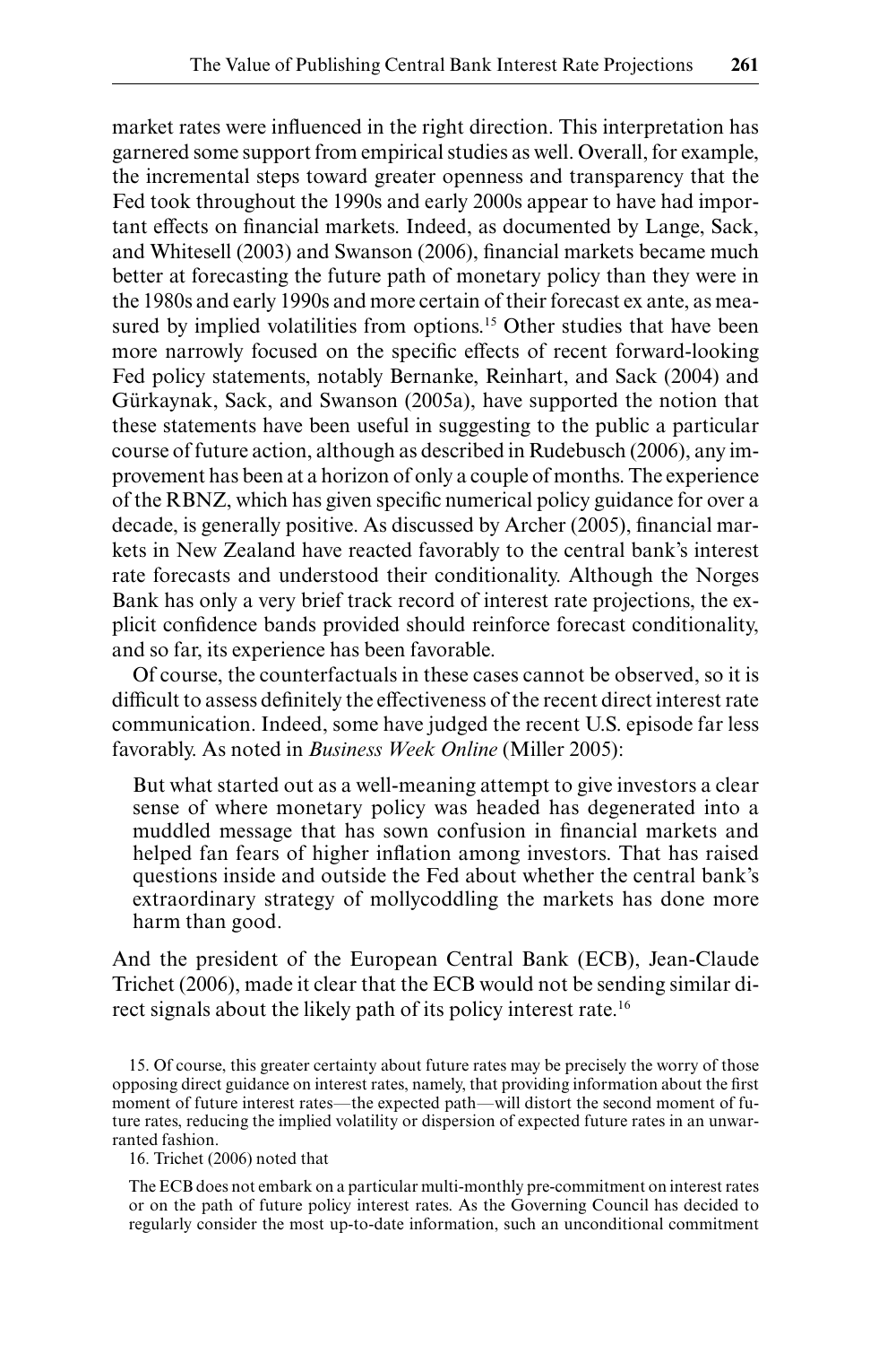market rates were influenced in the right direction. This interpretation has garnered some support from empirical studies as well. Overall, for example, the incremental steps toward greater openness and transparency that the Fed took throughout the 1990s and early 2000s appear to have had important effects on financial markets. Indeed, as documented by Lange, Sack, and Whitesell (2003) and Swanson (2006), financial markets became much better at forecasting the future path of monetary policy than they were in the 1980s and early 1990s and more certain of their forecast ex ante, as measured by implied volatilities from options.[15] Other studies that have been more narrowly focused on the specific effects of recent forward-looking Fed policy statements, notably Bernanke, Reinhart, and Sack (2004) and Gürkaynak, Sack, and Swanson (2005a), have supported the notion that these statements have been useful in suggesting to the public a particular course of future action, although as described in Rudebusch (2006), any improvement has been at a horizon of only a couple of months. The experience of the RBNZ, which has given specific numerical policy guidance for over a decade, is generally positive. As discussed by Archer (2005), financial markets in New Zealand have reacted favorably to the central bank's interest rate forecasts and understood their conditionality. Although the Norges Bank has only a very brief track record of interest rate projections, the explicit confidence bands provided should reinforce forecast conditionality, and so far, its experience has been favorable.

Of course, the counterfactuals in these cases cannot be observed, so it is difficult to assess definitely the effectiveness of the recent direct interest rate communication. Indeed, some have judged the recent U.S. episode far less favorably. As noted in *Business Week Online* (Miller 2005):

> But what started out as a well-meaning attempt to give investors a clear sense of where monetary policy was headed has degenerated into a muddled message that has sown confusion in financial markets and helped fan fears of higher inflation among investors. That has raised questions inside and outside the Fed about whether the central bank's extraordinary strategy of mollycoddling the markets has done more harm than good.

And the president of the European Central Bank (ECB), Jean-Claude Trichet (2006), made it clear that the ECB would not be sending similar direct signals about the likely path of its policy interest rate.[16]

15. Of course, this greater certainty about future rates may be precisely the worry of those opposing direct guidance on interest rates, namely, that providing information about the first moment of future interest rates—the expected path—will distort the second moment of future rates, reducing the implied volatility or dispersion of expected future rates in an unwarranted fashion.

16. Trichet (2006) noted that

> The ECB does not embark on a particular multi-monthly pre-commitment on interest rates or on the path of future policy interest rates. As the Governing Council has decided to regularly consider the most up-to-date information, such an unconditional commitment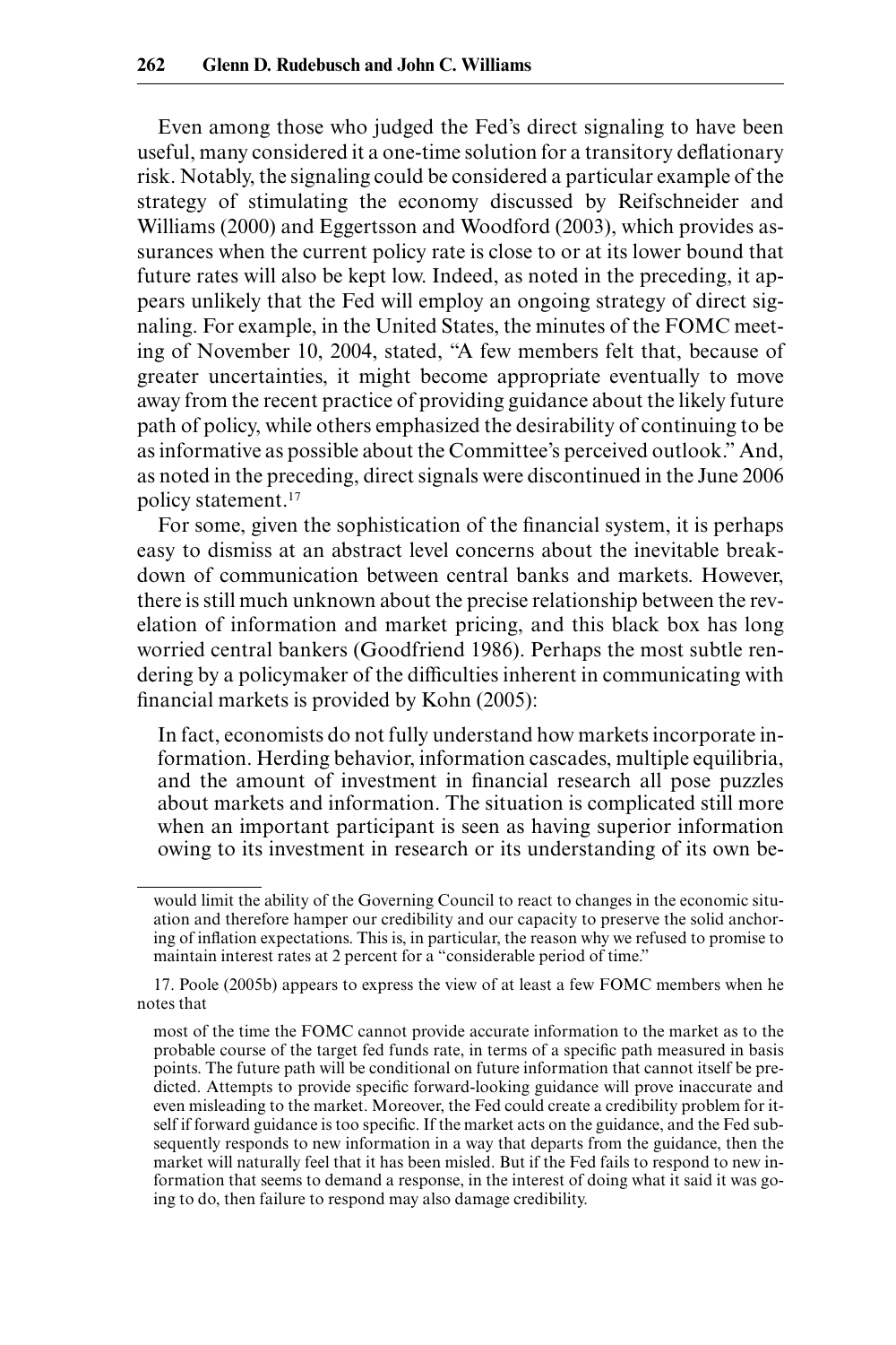Even among those who judged the Fed's direct signaling to have been useful, many considered it a one-time solution for a transitory deflationary risk. Notably, the signaling could be considered a particular example of the strategy of stimulating the economy discussed by Reifschneider and Williams (2000) and Eggertsson and Woodford (2003), which provides assurances when the current policy rate is close to or at its lower bound that future rates will also be kept low. Indeed, as noted in the preceding, it appears unlikely that the Fed will employ an ongoing strategy of direct signaling. For example, in the United States, the minutes of the FOMC meeting of November 10, 2004, stated, "A few members felt that, because of greater uncertainties, it might become appropriate eventually to move away from the recent practice of providing guidance about the likely future path of policy, while others emphasized the desirability of continuing to be as informative as possible about the Committee's perceived outlook." And, as noted in the preceding, direct signals were discontinued in the June 2006 policy statement.[17]

For some, given the sophistication of the financial system, it is perhaps easy to dismiss at an abstract level concerns about the inevitable breakdown of communication between central banks and markets. However, there is still much unknown about the precise relationship between the revelation of information and market pricing, and this black box has long worried central bankers (Goodfriend 1986). Perhaps the most subtle rendering by a policymaker of the difficulties inherent in communicating with financial markets is provided by Kohn (2005):

> In fact, economists do not fully understand how markets incorporate information. Herding behavior, information cascades, multiple equilibria, and the amount of investment in financial research all pose puzzles about markets and information. The situation is complicated still more when an important participant is seen as having superior information owing to its investment in research or its understanding of its own be-

---

would limit the ability of the Governing Council to react to changes in the economic situation and therefore hamper our credibility and our capacity to preserve the solid anchoring of inflation expectations. This is, in particular, the reason why we refused to promise to maintain interest rates at 2 percent for a "considerable period of time."

17. Poole (2005b) appears to express the view of at least a few FOMC members when he notes that

> most of the time the FOMC cannot provide accurate information to the market as to the probable course of the target fed funds rate, in terms of a specific path measured in basis points. The future path will be conditional on future information that cannot itself be predicted. Attempts to provide specific forward-looking guidance will prove inaccurate and even misleading to the market. Moreover, the Fed could create a credibility problem for itself if forward guidance is too specific. If the market acts on the guidance, and the Fed subsequently responds to new information in a way that departs from the guidance, then the market will naturally feel that it has been misled. But if the Fed fails to respond to new information that seems to demand a response, in the interest of doing what it said it was going to do, then failure to respond may also damage credibility.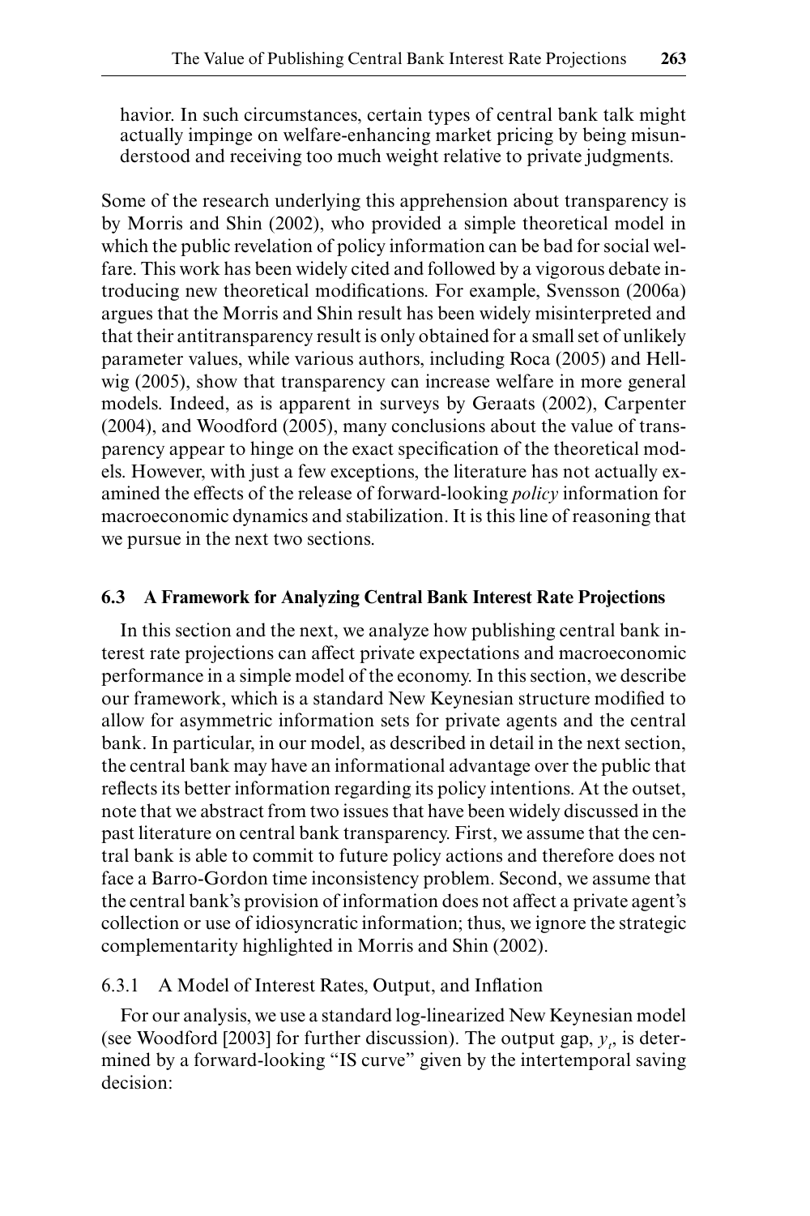havior. In such circumstances, certain types of central bank talk might actually impinge on welfare-enhancing market pricing by being misunderstood and receiving too much weight relative to private judgments.

Some of the research underlying this apprehension about transparency is by Morris and Shin (2002), who provided a simple theoretical model in which the public revelation of policy information can be bad for social welfare. This work has been widely cited and followed by a vigorous debate introducing new theoretical modifications. For example, Svensson (2006a) argues that the Morris and Shin result has been widely misinterpreted and that their antitransparency result is only obtained for a small set of unlikely parameter values, while various authors, including Roca (2005) and Hellwig (2005), show that transparency can increase welfare in more general models. Indeed, as is apparent in surveys by Geraats (2002), Carpenter (2004), and Woodford (2005), many conclusions about the value of transparency appear to hinge on the exact specification of the theoretical models. However, with just a few exceptions, the literature has not actually examined the effects of the release of forward-looking *policy* information for macroeconomic dynamics and stabilization. It is this line of reasoning that we pursue in the next two sections.

## 6.3 A Framework for Analyzing Central Bank Interest Rate Projections

In this section and the next, we analyze how publishing central bank interest rate projections can affect private expectations and macroeconomic performance in a simple model of the economy. In this section, we describe our framework, which is a standard New Keynesian structure modified to allow for asymmetric information sets for private agents and the central bank. In particular, in our model, as described in detail in the next section, the central bank may have an informational advantage over the public that reflects its better information regarding its policy intentions. At the outset, note that we abstract from two issues that have been widely discussed in the past literature on central bank transparency. First, we assume that the central bank is able to commit to future policy actions and therefore does not face a Barro-Gordon time inconsistency problem. Second, we assume that the central bank's provision of information does not affect a private agent's collection or use of idiosyncratic information; thus, we ignore the strategic complementarity highlighted in Morris and Shin (2002).

### 6.3.1 A Model of Interest Rates, Output, and Inflation

For our analysis, we use a standard log-linearized New Keynesian model (see Woodford [2003] for further discussion). The output gap, $y_t$, is determined by a forward-looking "IS curve" given by the intertemporal saving decision: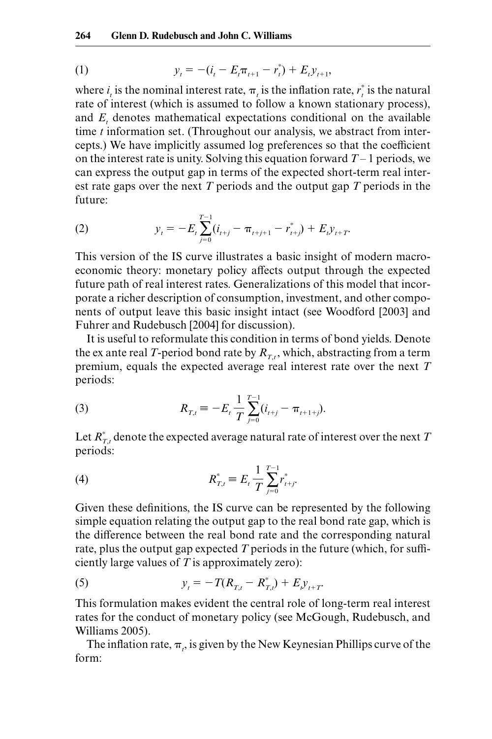$$y_t = -(i_t - E_t\pi_{t+1} - r^*_t) + E_t y_{t+1}, \tag{1}$$

where $i_t$ is the nominal interest rate, $\pi_t$ is the inflation rate, $r^*_t$ is the natural rate of interest (which is assumed to follow a known stationary process), and $E_t$ denotes mathematical expectations conditional on the available time $t$ information set. (Throughout our analysis, we abstract from intercepts.) We have implicitly assumed log preferences so that the coefficient on the interest rate is unity. Solving this equation forward $T - 1$ periods, we can express the output gap in terms of the expected short-term real interest rate gaps over the next $T$ periods and the output gap $T$ periods in the future:

$$y_t = -E_t \sum_{j=0}^{T-1} (i_{t+j} - \pi_{t+j+1} - r^*_{t+j}) + E_t y_{t+T}. \tag{2}$$

This version of the IS curve illustrates a basic insight of modern macroeconomic theory: monetary policy affects output through the expected future path of real interest rates. Generalizations of this model that incorporate a richer description of consumption, investment, and other components of output leave this basic insight intact (see Woodford [2003] and Fuhrer and Rudebusch [2004] for discussion).

It is useful to reformulate this condition in terms of bond yields. Denote the ex ante real $T$-period bond rate by $R_{T,t}$, which, abstracting from a term premium, equals the expected average real interest rate over the next $T$ periods:

$$R_{T,t} \equiv -E_t \frac{1}{T} \sum_{j=0}^{T-1} (i_{t+j} - \pi_{t+1+j}). \tag{3}$$

Let $R^*_{T,t}$ denote the expected average natural rate of interest over the next $T$ periods:

$$R^*_{T,t} \equiv E_t \frac{1}{T} \sum_{j=0}^{T-1} r^*_{t+j}. \tag{4}$$

Given these definitions, the IS curve can be represented by the following simple equation relating the output gap to the real bond rate gap, which is the difference between the real bond rate and the corresponding natural rate, plus the output gap expected $T$ periods in the future (which, for sufficiently large values of $T$ is approximately zero):

$$y_t = -T(R_{T,t} - R^*_{T,t}) + E_t y_{t+T}. \tag{5}$$

This formulation makes evident the central role of long-term real interest rates for the conduct of monetary policy (see McGough, Rudebusch, and Williams 2005).

The inflation rate, $\pi_t$, is given by the New Keynesian Phillips curve of the form: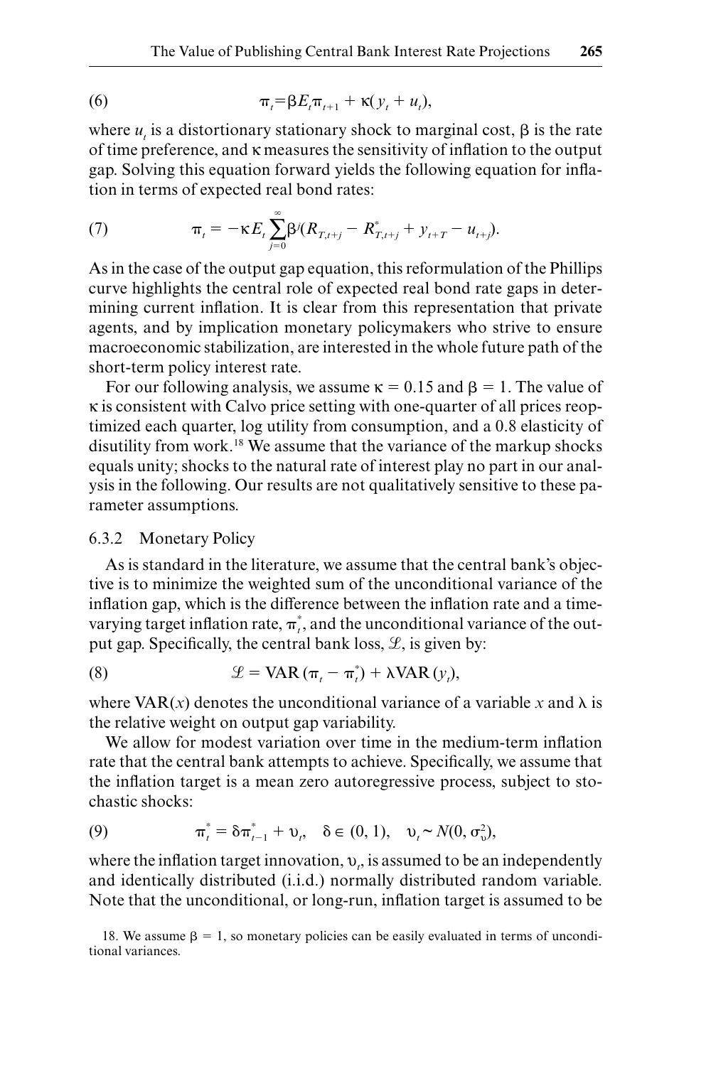$$\pi_t = \beta E_t \pi_{t+1} + \kappa(y_t + u_t), \tag{6}$$

where $u_t$ is a distortionary stationary shock to marginal cost, $\beta$ is the rate of time preference, and $\kappa$ measures the sensitivity of inflation to the output gap. Solving this equation forward yields the following equation for inflation in terms of expected real bond rates:

$$\pi_t = -\kappa E_t \sum_{j=0}^{\infty} \beta^j (R_{T,t+j} - R^*_{T,t+j} + y_{t+T} - u_{t+j}). \tag{7}$$

As in the case of the output gap equation, this reformulation of the Phillips curve highlights the central role of expected real bond rate gaps in determining current inflation. It is clear from this representation that private agents, and by implication monetary policymakers who strive to ensure macroeconomic stabilization, are interested in the whole future path of the short-term policy interest rate.

For our following analysis, we assume $\kappa = 0.15$ and $\beta = 1$. The value of $\kappa$ is consistent with Calvo price setting with one-quarter of all prices reoptimized each quarter, log utility from consumption, and a 0.8 elasticity of disutility from work.[18] We assume that the variance of the markup shocks equals unity; shocks to the natural rate of interest play no part in our analysis in the following. Our results are not qualitatively sensitive to these parameter assumptions.

### 6.3.2 Monetary Policy

As is standard in the literature, we assume that the central bank's objective is to minimize the weighted sum of the unconditional variance of the inflation gap, which is the difference between the inflation rate and a time-varying target inflation rate, $\pi^*_t$, and the unconditional variance of the output gap. Specifically, the central bank loss, $\mathcal{L}$, is given by:

$$\mathcal{L} = \text{VAR}(\pi_t - \pi^*_t) + \lambda \text{VAR}(y_t), \tag{8}$$

where $\text{VAR}(x)$ denotes the unconditional variance of a variable $x$ and $\lambda$ is the relative weight on output gap variability.

We allow for modest variation over time in the medium-term inflation rate that the central bank attempts to achieve. Specifically, we assume that the inflation target is a mean zero autoregressive process, subject to stochastic shocks:

$$\pi^*_t = \delta \pi^*_{t-1} + \upsilon_t, \quad \delta \in (0, 1), \quad \upsilon_t \sim N(0, \sigma^2_\upsilon), \tag{9}$$

where the inflation target innovation, $\upsilon_t$, is assumed to be an independently and identically distributed (i.i.d.) normally distributed random variable. Note that the unconditional, or long-run, inflation target is assumed to be

18. We assume $\beta = 1$, so monetary policies can be easily evaluated in terms of unconditional variances.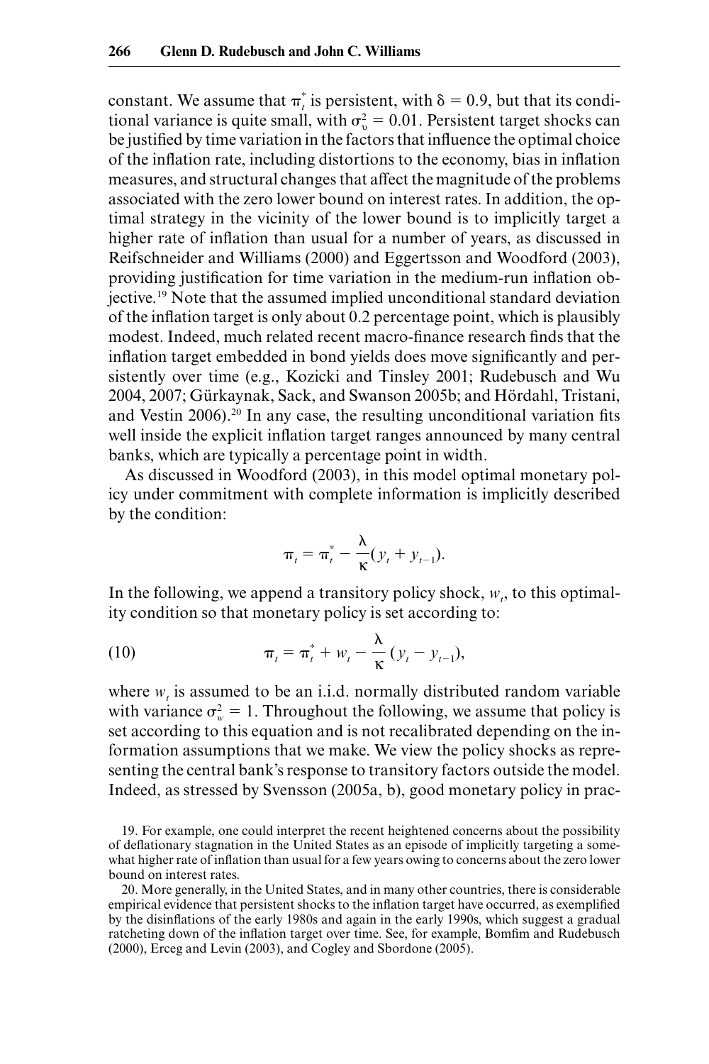constant. We assume that $\pi_t^*$ is persistent, with $\delta = 0.9$, but that its conditional variance is quite small, with $\sigma_\upsilon^2 = 0.01$. Persistent target shocks can be justified by time variation in the factors that influence the optimal choice of the inflation rate, including distortions to the economy, bias in inflation measures, and structural changes that affect the magnitude of the problems associated with the zero lower bound on interest rates. In addition, the optimal strategy in the vicinity of the lower bound is to implicitly target a higher rate of inflation than usual for a number of years, as discussed in Reifschneider and Williams (2000) and Eggertsson and Woodford (2003), providing justification for time variation in the medium-run inflation objective.[19] Note that the assumed implied unconditional standard deviation of the inflation target is only about 0.2 percentage point, which is plausibly modest. Indeed, much related recent macro-finance research finds that the inflation target embedded in bond yields does move significantly and persistently over time (e.g., Kozicki and Tinsley 2001; Rudebusch and Wu 2004, 2007; Gürkaynak, Sack, and Swanson 2005b; and Hördahl, Tristani, and Vestin 2006).[20] In any case, the resulting unconditional variation fits well inside the explicit inflation target ranges announced by many central banks, which are typically a percentage point in width.

As discussed in Woodford (2003), in this model optimal monetary policy under commitment with complete information is implicitly described by the condition:

$$\pi_t = \pi_t^* - \frac{\lambda}{\kappa}(y_t + y_{t-1}).$$

In the following, we append a transitory policy shock, $w_t$, to this optimality condition so that monetary policy is set according to:

$$\pi_t = \pi_t^* + w_t - \frac{\lambda}{\kappa}(y_t - y_{t-1}), \tag{10}$$

where $w_t$ is assumed to be an i.i.d. normally distributed random variable with variance $\sigma_w^2 = 1$. Throughout the following, we assume that policy is set according to this equation and is not recalibrated depending on the information assumptions that we make. We view the policy shocks as representing the central bank's response to transitory factors outside the model. Indeed, as stressed by Svensson (2005a, b), good monetary policy in prac-

19. For example, one could interpret the recent heightened concerns about the possibility of deflationary stagnation in the United States as an episode of implicitly targeting a somewhat higher rate of inflation than usual for a few years owing to concerns about the zero lower bound on interest rates.

20. More generally, in the United States, and in many other countries, there is considerable empirical evidence that persistent shocks to the inflation target have occurred, as exemplified by the disinflations of the early 1980s and again in the early 1990s, which suggest a gradual ratcheting down of the inflation target over time. See, for example, Bomfim and Rudebusch (2000), Erceg and Levin (2003), and Cogley and Sbordone (2005).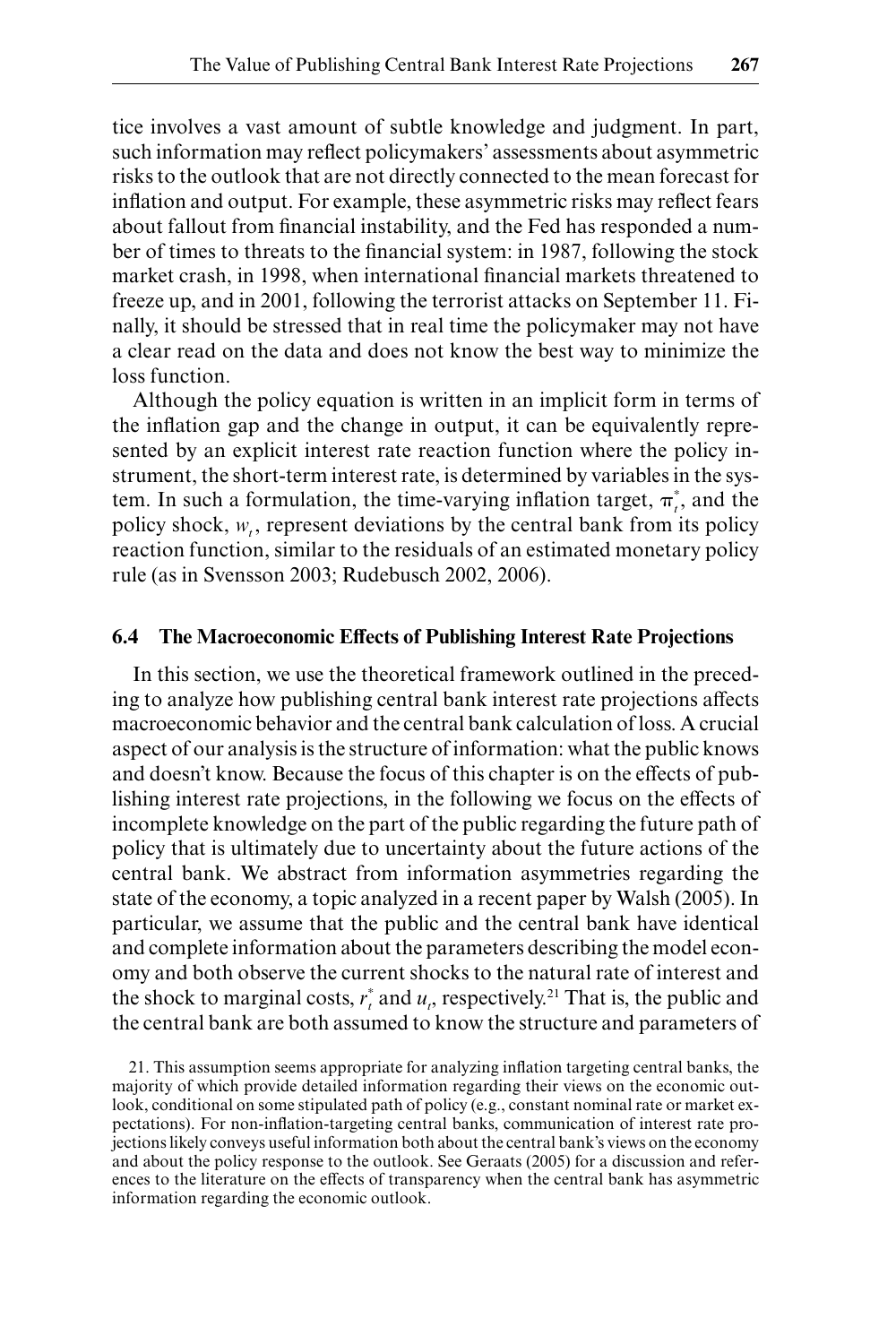tice involves a vast amount of subtle knowledge and judgment. In part, such information may reflect policymakers' assessments about asymmetric risks to the outlook that are not directly connected to the mean forecast for inflation and output. For example, these asymmetric risks may reflect fears about fallout from financial instability, and the Fed has responded a number of times to threats to the financial system: in 1987, following the stock market crash, in 1998, when international financial markets threatened to freeze up, and in 2001, following the terrorist attacks on September 11. Finally, it should be stressed that in real time the policymaker may not have a clear read on the data and does not know the best way to minimize the loss function.

Although the policy equation is written in an implicit form in terms of the inflation gap and the change in output, it can be equivalently represented by an explicit interest rate reaction function where the policy instrument, the short-term interest rate, is determined by variables in the system. In such a formulation, the time-varying inflation target, $\pi_t^*$, and the policy shock, $w_t$, represent deviations by the central bank from its policy reaction function, similar to the residuals of an estimated monetary policy rule (as in Svensson 2003; Rudebusch 2002, 2006).

## 6.4 The Macroeconomic Effects of Publishing Interest Rate Projections

In this section, we use the theoretical framework outlined in the preceding to analyze how publishing central bank interest rate projections affects macroeconomic behavior and the central bank calculation of loss. A crucial aspect of our analysis is the structure of information: what the public knows and doesn't know. Because the focus of this chapter is on the effects of publishing interest rate projections, in the following we focus on the effects of incomplete knowledge on the part of the public regarding the future path of policy that is ultimately due to uncertainty about the future actions of the central bank. We abstract from information asymmetries regarding the state of the economy, a topic analyzed in a recent paper by Walsh (2005). In particular, we assume that the public and the central bank have identical and complete information about the parameters describing the model economy and both observe the current shocks to the natural rate of interest and the shock to marginal costs, $r_t^*$ and $u_t$, respectively.[21] That is, the public and the central bank are both assumed to know the structure and parameters of

21. This assumption seems appropriate for analyzing inflation targeting central banks, the majority of which provide detailed information regarding their views on the economic outlook, conditional on some stipulated path of policy (e.g., constant nominal rate or market expectations). For non-inflation-targeting central banks, communication of interest rate projections likely conveys useful information both about the central bank's views on the economy and about the policy response to the outlook. See Geraats (2005) for a discussion and references to the literature on the effects of transparency when the central bank has asymmetric information regarding the economic outlook.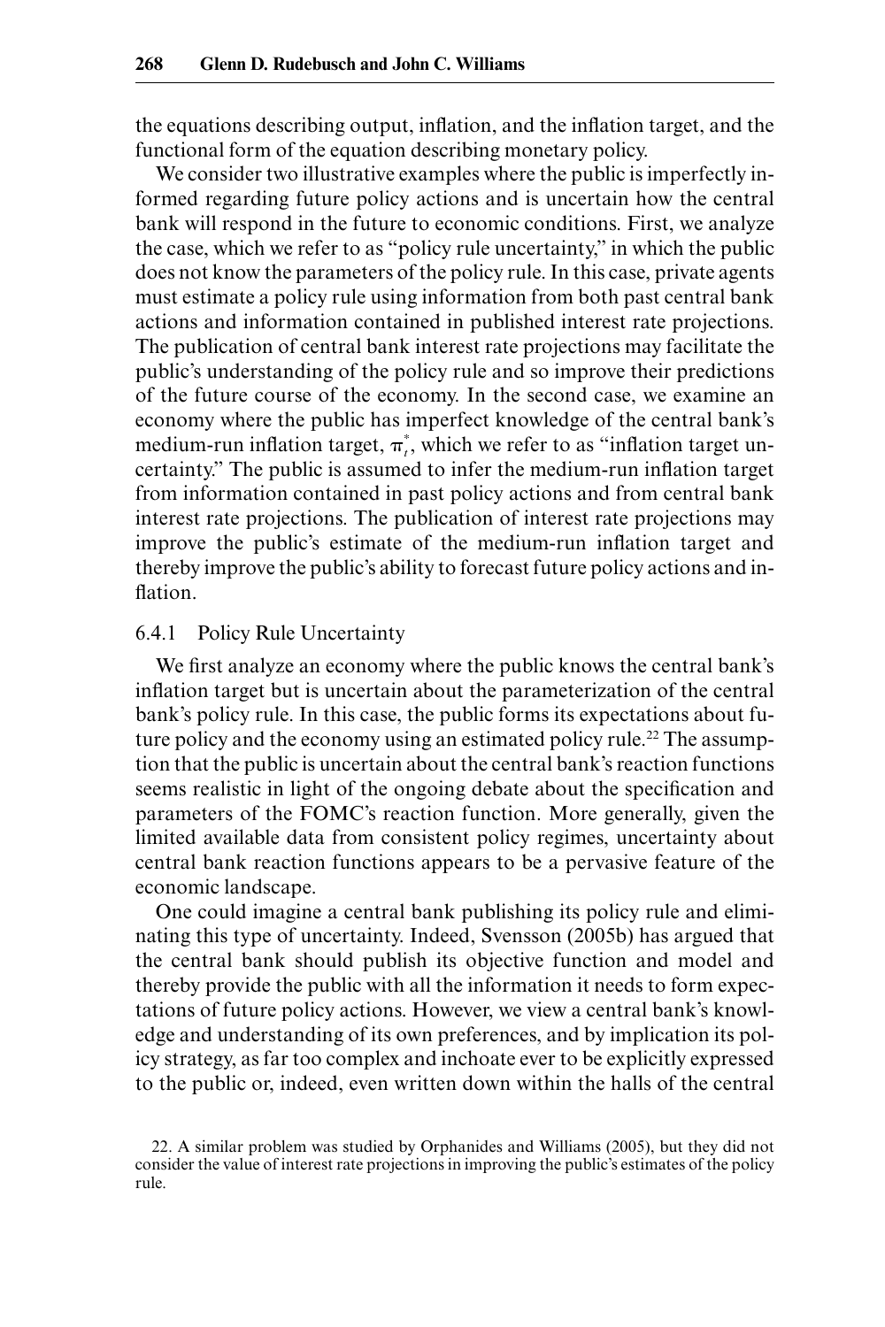the equations describing output, inflation, and the inflation target, and the functional form of the equation describing monetary policy.

We consider two illustrative examples where the public is imperfectly informed regarding future policy actions and is uncertain how the central bank will respond in the future to economic conditions. First, we analyze the case, which we refer to as "policy rule uncertainty," in which the public does not know the parameters of the policy rule. In this case, private agents must estimate a policy rule using information from both past central bank actions and information contained in published interest rate projections. The publication of central bank interest rate projections may facilitate the public's understanding of the policy rule and so improve their predictions of the future course of the economy. In the second case, we examine an economy where the public has imperfect knowledge of the central bank's medium-run inflation target, $\pi_t^*$, which we refer to as "inflation target uncertainty." The public is assumed to infer the medium-run inflation target from information contained in past policy actions and from central bank interest rate projections. The publication of interest rate projections may improve the public's estimate of the medium-run inflation target and thereby improve the public's ability to forecast future policy actions and inflation.

### 6.4.1 Policy Rule Uncertainty

We first analyze an economy where the public knows the central bank's inflation target but is uncertain about the parameterization of the central bank's policy rule. In this case, the public forms its expectations about future policy and the economy using an estimated policy rule.[22] The assumption that the public is uncertain about the central bank's reaction functions seems realistic in light of the ongoing debate about the specification and parameters of the FOMC's reaction function. More generally, given the limited available data from consistent policy regimes, uncertainty about central bank reaction functions appears to be a pervasive feature of the economic landscape.

One could imagine a central bank publishing its policy rule and eliminating this type of uncertainty. Indeed, Svensson (2005b) has argued that the central bank should publish its objective function and model and thereby provide the public with all the information it needs to form expectations of future policy actions. However, we view a central bank's knowledge and understanding of its own preferences, and by implication its policy strategy, as far too complex and inchoate ever to be explicitly expressed to the public or, indeed, even written down within the halls of the central

22. A similar problem was studied by Orphanides and Williams (2005), but they did not consider the value of interest rate projections in improving the public's estimates of the policy rule.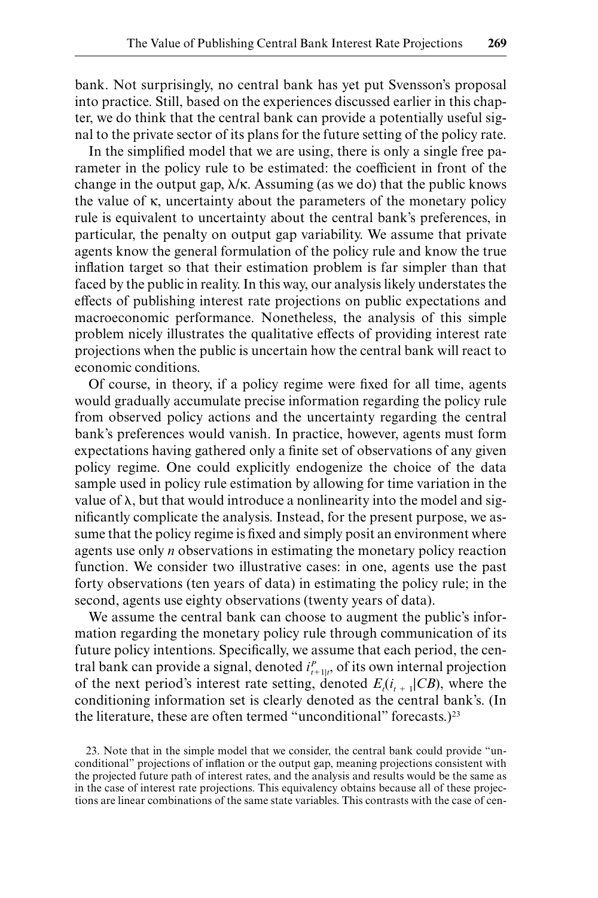bank. Not surprisingly, no central bank has yet put Svensson's proposal into practice. Still, based on the experiences discussed earlier in this chapter, we do think that the central bank can provide a potentially useful signal to the private sector of its plans for the future setting of the policy rate.

In the simplified model that we are using, there is only a single free parameter in the policy rule to be estimated: the coefficient in front of the change in the output gap, $\lambda/\kappa$. Assuming (as we do) that the public knows the value of $\kappa$, uncertainty about the parameters of the monetary policy rule is equivalent to uncertainty about the central bank's preferences, in particular, the penalty on output gap variability. We assume that private agents know the general formulation of the policy rule and know the true inflation target so that their estimation problem is far simpler than that faced by the public in reality. In this way, our analysis likely understates the effects of publishing interest rate projections on public expectations and macroeconomic performance. Nonetheless, the analysis of this simple problem nicely illustrates the qualitative effects of providing interest rate projections when the public is uncertain how the central bank will react to economic conditions.

Of course, in theory, if a policy regime were fixed for all time, agents would gradually accumulate precise information regarding the policy rule from observed policy actions and the uncertainty regarding the central bank's preferences would vanish. In practice, however, agents must form expectations having gathered only a finite set of observations of any given policy regime. One could explicitly endogenize the choice of the data sample used in policy rule estimation by allowing for time variation in the value of $\lambda$, but that would introduce a nonlinearity into the model and significantly complicate the analysis. Instead, for the present purpose, we assume that the policy regime is fixed and simply posit an environment where agents use only $n$ observations in estimating the monetary policy reaction function. We consider two illustrative cases: in one, agents use the past forty observations (ten years of data) in estimating the policy rule; in the second, agents use eighty observations (twenty years of data).

We assume the central bank can choose to augment the public's information regarding the monetary policy rule through communication of its future policy intentions. Specifically, we assume that each period, the central bank can provide a signal, denoted $i^{p}_{t+1|t}$, of its own internal projection of the next period's interest rate setting, denoted $E_t(i_{t+1}|CB)$, where the conditioning information set is clearly denoted as the central bank's. (In the literature, these are often termed "unconditional" forecasts.)[23]

23. Note that in the simple model that we consider, the central bank could provide "unconditional" projections of inflation or the output gap, meaning projections consistent with the projected future path of interest rates, and the analysis and results would be the same as in the case of interest rate projections. This equivalency obtains because all of these projections are linear combinations of the same state variables. This contrasts with the case of cen-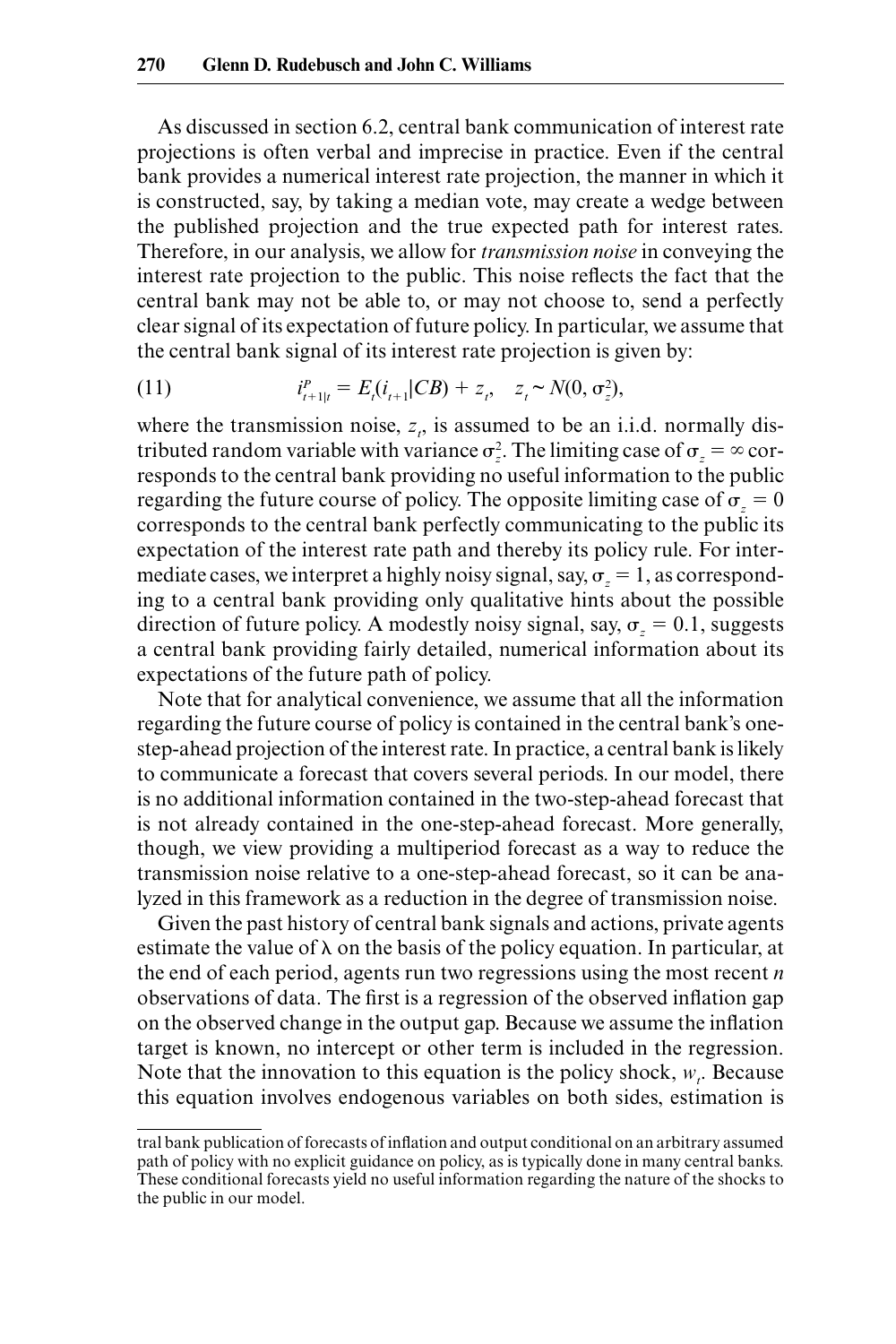As discussed in section 6.2, central bank communication of interest rate projections is often verbal and imprecise in practice. Even if the central bank provides a numerical interest rate projection, the manner in which it is constructed, say, by taking a median vote, may create a wedge between the published projection and the true expected path for interest rates. Therefore, in our analysis, we allow for *transmission noise* in conveying the interest rate projection to the public. This noise reflects the fact that the central bank may not be able to, or may not choose to, send a perfectly clear signal of its expectation of future policy. In particular, we assume that the central bank signal of its interest rate projection is given by:

$$i^P_{t+1|t} = E_t(i_{t+1}|CB) + z_t, \quad z_t \sim N(0, \sigma_z^2), \tag{11}$$

where the transmission noise, $z_t$, is assumed to be an i.i.d. normally distributed random variable with variance $\sigma_z^2$. The limiting case of $\sigma_z = \infty$ corresponds to the central bank providing no useful information to the public regarding the future course of policy. The opposite limiting case of $\sigma_z = 0$ corresponds to the central bank perfectly communicating to the public its expectation of the interest rate path and thereby its policy rule. For intermediate cases, we interpret a highly noisy signal, say, $\sigma_z = 1$, as corresponding to a central bank providing only qualitative hints about the possible direction of future policy. A modestly noisy signal, say, $\sigma_z = 0.1$, suggests a central bank providing fairly detailed, numerical information about its expectations of the future path of policy.

Note that for analytical convenience, we assume that all the information regarding the future course of policy is contained in the central bank's one-step-ahead projection of the interest rate. In practice, a central bank is likely to communicate a forecast that covers several periods. In our model, there is no additional information contained in the two-step-ahead forecast that is not already contained in the one-step-ahead forecast. More generally, though, we view providing a multiperiod forecast as a way to reduce the transmission noise relative to a one-step-ahead forecast, so it can be analyzed in this framework as a reduction in the degree of transmission noise.

Given the past history of central bank signals and actions, private agents estimate the value of $\lambda$ on the basis of the policy equation. In particular, at the end of each period, agents run two regressions using the most recent $n$ observations of data. The first is a regression of the observed inflation gap on the observed change in the output gap. Because we assume the inflation target is known, no intercept or other term is included in the regression. Note that the innovation to this equation is the policy shock, $w_t$. Because this equation involves endogenous variables on both sides, estimation is

tral bank publication of forecasts of inflation and output conditional on an arbitrary assumed path of policy with no explicit guidance on policy, as is typically done in many central banks. These conditional forecasts yield no useful information regarding the nature of the shocks to the public in our model.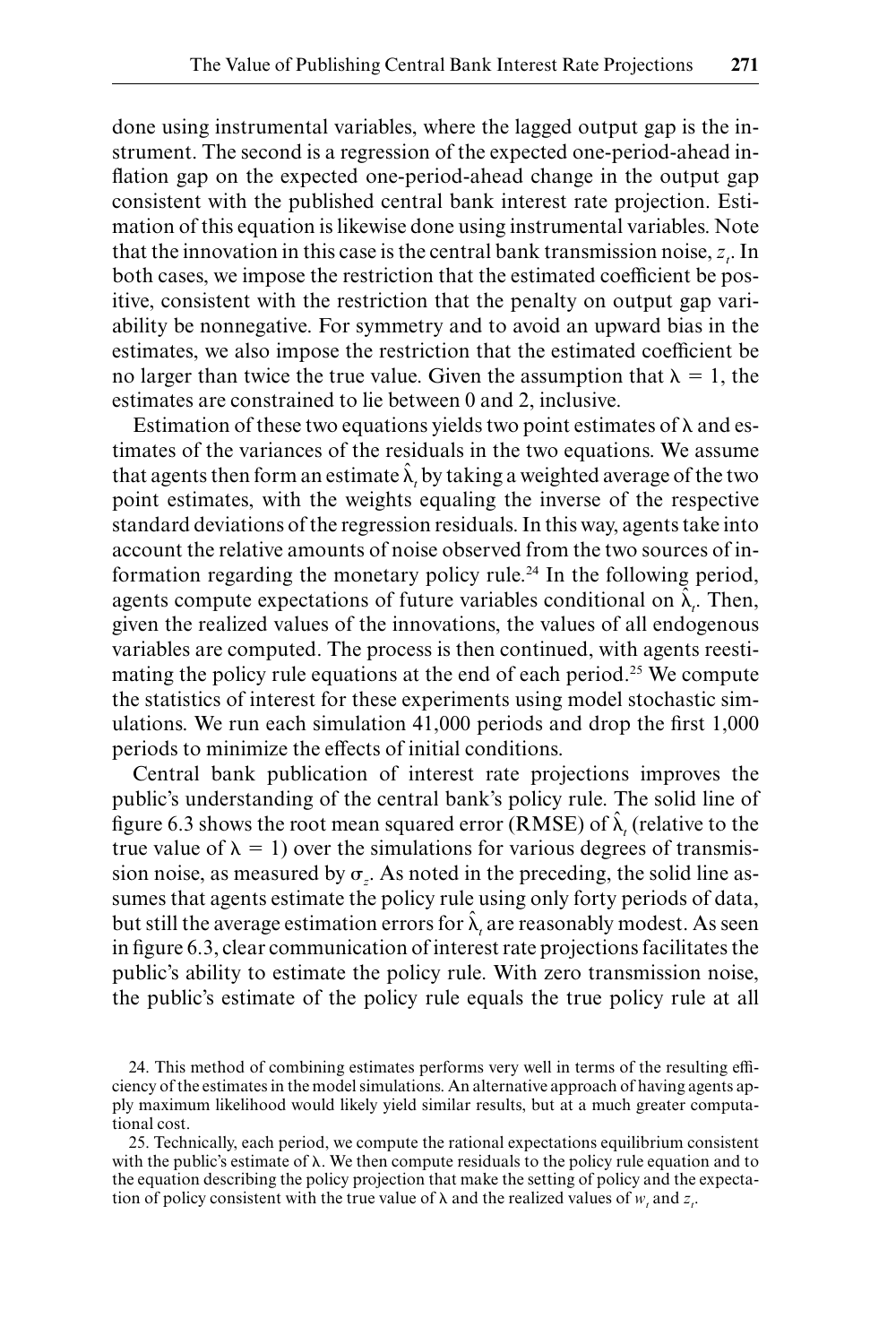done using instrumental variables, where the lagged output gap is the instrument. The second is a regression of the expected one-period-ahead inflation gap on the expected one-period-ahead change in the output gap consistent with the published central bank interest rate projection. Estimation of this equation is likewise done using instrumental variables. Note that the innovation in this case is the central bank transmission noise, $z_t$. In both cases, we impose the restriction that the estimated coefficient be positive, consistent with the restriction that the penalty on output gap variability be nonnegative. For symmetry and to avoid an upward bias in the estimates, we also impose the restriction that the estimated coefficient be no larger than twice the true value. Given the assumption that $\lambda = 1$, the estimates are constrained to lie between 0 and 2, inclusive.

Estimation of these two equations yields two point estimates of $\lambda$ and estimates of the variances of the residuals in the two equations. We assume that agents then form an estimate $\hat{\lambda}_t$ by taking a weighted average of the two point estimates, with the weights equaling the inverse of the respective standard deviations of the regression residuals. In this way, agents take into account the relative amounts of noise observed from the two sources of information regarding the monetary policy rule.[24] In the following period, agents compute expectations of future variables conditional on $\hat{\lambda}_t$. Then, given the realized values of the innovations, the values of all endogenous variables are computed. The process is then continued, with agents reestimating the policy rule equations at the end of each period.[25] We compute the statistics of interest for these experiments using model stochastic simulations. We run each simulation 41,000 periods and drop the first 1,000 periods to minimize the effects of initial conditions.

Central bank publication of interest rate projections improves the public's understanding of the central bank's policy rule. The solid line of figure 6.3 shows the root mean squared error (RMSE) of $\hat{\lambda}_t$ (relative to the true value of $\lambda = 1$) over the simulations for various degrees of transmission noise, as measured by $\sigma_z$. As noted in the preceding, the solid line assumes that agents estimate the policy rule using only forty periods of data, but still the average estimation errors for $\hat{\lambda}_t$ are reasonably modest. As seen in figure 6.3, clear communication of interest rate projections facilitates the public's ability to estimate the policy rule. With zero transmission noise, the public's estimate of the policy rule equals the true policy rule at all

24. This method of combining estimates performs very well in terms of the resulting efficiency of the estimates in the model simulations. An alternative approach of having agents apply maximum likelihood would likely yield similar results, but at a much greater computational cost.

25. Technically, each period, we compute the rational expectations equilibrium consistent with the public's estimate of $\lambda$. We then compute residuals to the policy rule equation and to the equation describing the policy projection that make the setting of policy and the expectation of policy consistent with the true value of $\lambda$ and the realized values of $w_t$ and $z_t$.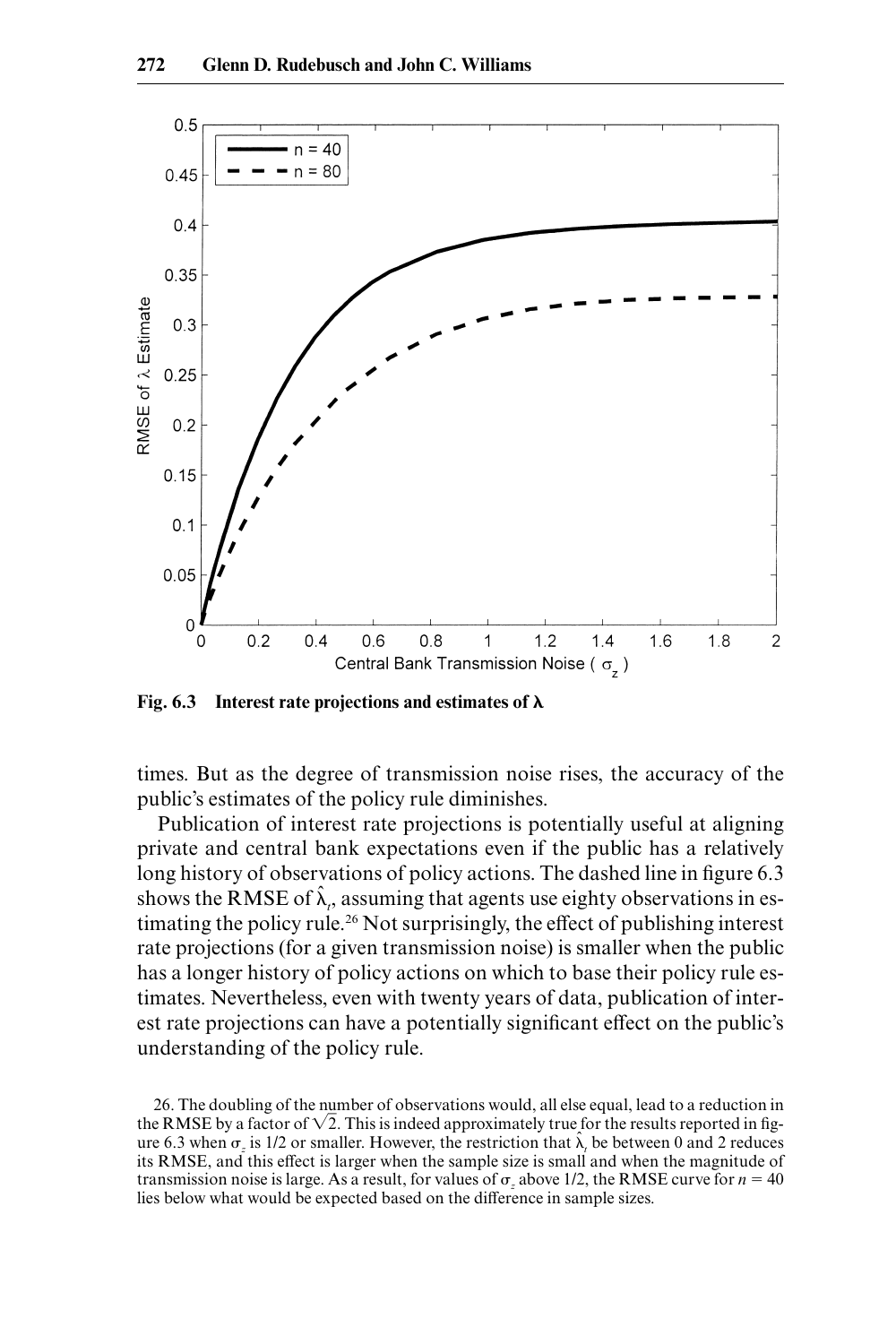**Fig. 6.3 Interest rate projections and estimates of λ**

times. But as the degree of transmission noise rises, the accuracy of the public's estimates of the policy rule diminishes.

Publication of interest rate projections is potentially useful at aligning private and central bank expectations even if the public has a relatively long history of observations of policy actions. The dashed line in figure 6.3 shows the RMSE of $\hat{\lambda}_t$, assuming that agents use eighty observations in estimating the policy rule.[26] Not surprisingly, the effect of publishing interest rate projections (for a given transmission noise) is smaller when the public has a longer history of policy actions on which to base their policy rule estimates. Nevertheless, even with twenty years of data, publication of interest rate projections can have a potentially significant effect on the public's understanding of the policy rule.

26. The doubling of the number of observations would, all else equal, lead to a reduction in the RMSE by a factor of $\sqrt{2}$. This is indeed approximately true for the results reported in figure 6.3 when $\sigma_z$ is 1/2 or smaller. However, the restriction that $\hat{\lambda}_t$ be between 0 and 2 reduces its RMSE, and this effect is larger when the sample size is small and when the magnitude of transmission noise is large. As a result, for values of $\sigma_z$ above 1/2, the RMSE curve for $n = 40$ lies below what would be expected based on the difference in sample sizes.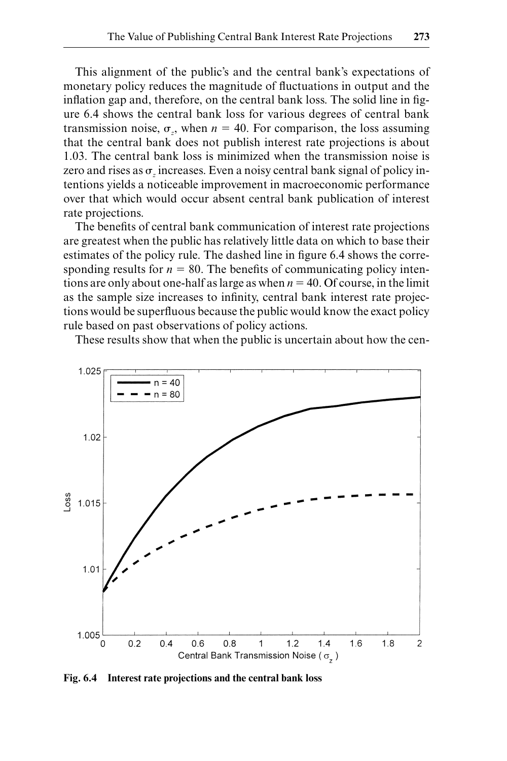This alignment of the public's and the central bank's expectations of monetary policy reduces the magnitude of fluctuations in output and the inflation gap and, therefore, on the central bank loss. The solid line in figure 6.4 shows the central bank loss for various degrees of central bank transmission noise, $\sigma_z$, when $n = 40$. For comparison, the loss assuming that the central bank does not publish interest rate projections is about 1.03. The central bank loss is minimized when the transmission noise is zero and rises as $\sigma_z$ increases. Even a noisy central bank signal of policy intentions yields a noticeable improvement in macroeconomic performance over that which would occur absent central bank publication of interest rate projections.

The benefits of central bank communication of interest rate projections are greatest when the public has relatively little data on which to base their estimates of the policy rule. The dashed line in figure 6.4 shows the corresponding results for $n = 80$. The benefits of communicating policy intentions are only about one-half as large as when $n = 40$. Of course, in the limit as the sample size increases to infinity, central bank interest rate projections would be superfluous because the public would know the exact policy rule based on past observations of policy actions.

These results show that when the public is uncertain about how the cen-

**Fig. 6.4 Interest rate projections and the central bank loss**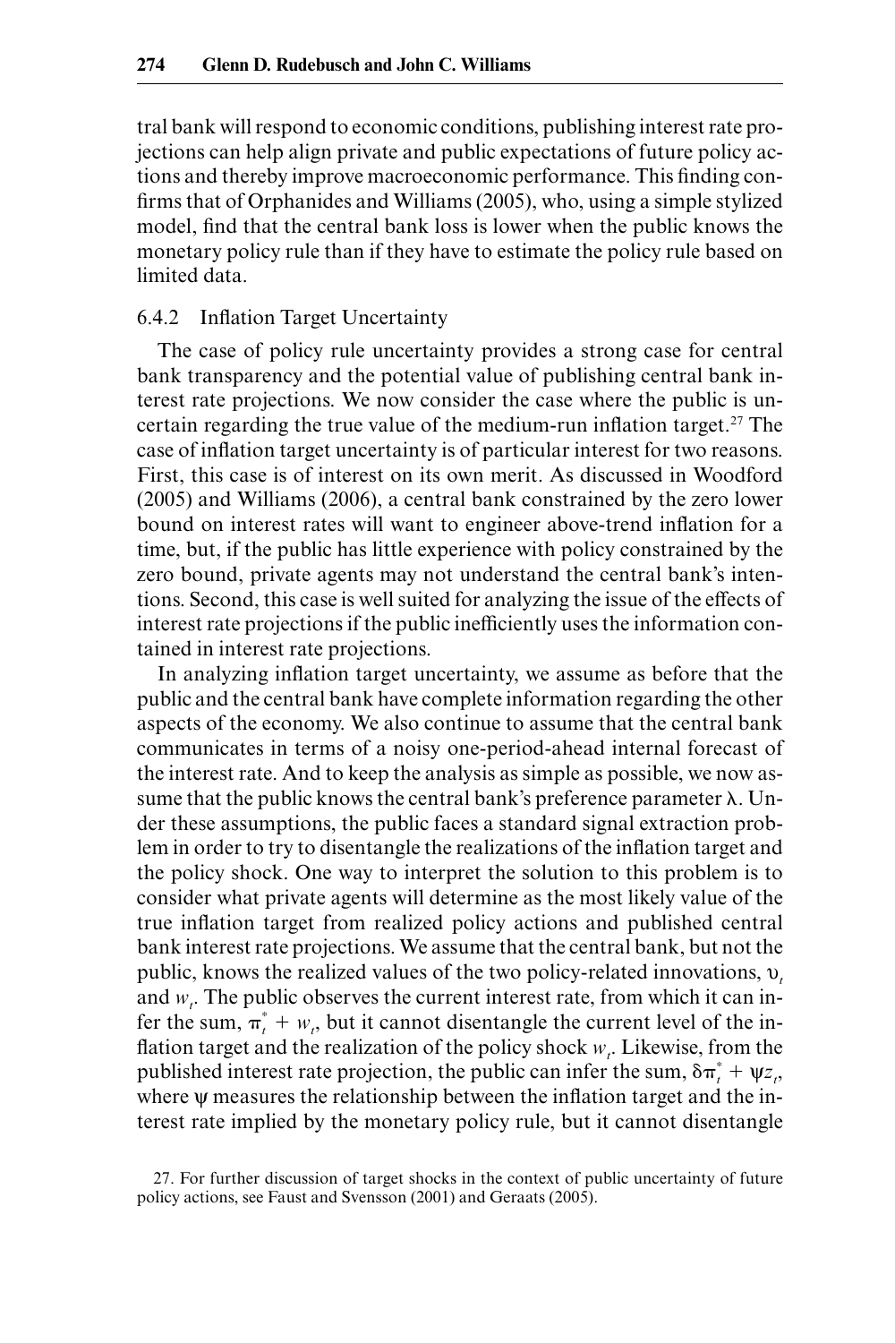tral bank will respond to economic conditions, publishing interest rate projections can help align private and public expectations of future policy actions and thereby improve macroeconomic performance. This finding confirms that of Orphanides and Williams (2005), who, using a simple stylized model, find that the central bank loss is lower when the public knows the monetary policy rule than if they have to estimate the policy rule based on limited data.

### 6.4.2 Inflation Target Uncertainty

The case of policy rule uncertainty provides a strong case for central bank transparency and the potential value of publishing central bank interest rate projections. We now consider the case where the public is uncertain regarding the true value of the medium-run inflation target.[27] The case of inflation target uncertainty is of particular interest for two reasons. First, this case is of interest on its own merit. As discussed in Woodford (2005) and Williams (2006), a central bank constrained by the zero lower bound on interest rates will want to engineer above-trend inflation for a time, but, if the public has little experience with policy constrained by the zero bound, private agents may not understand the central bank's intentions. Second, this case is well suited for analyzing the issue of the effects of interest rate projections if the public inefficiently uses the information contained in interest rate projections.

In analyzing inflation target uncertainty, we assume as before that the public and the central bank have complete information regarding the other aspects of the economy. We also continue to assume that the central bank communicates in terms of a noisy one-period-ahead internal forecast of the interest rate. And to keep the analysis as simple as possible, we now assume that the public knows the central bank's preference parameter $\lambda$. Under these assumptions, the public faces a standard signal extraction problem in order to try to disentangle the realizations of the inflation target and the policy shock. One way to interpret the solution to this problem is to consider what private agents will determine as the most likely value of the true inflation target from realized policy actions and published central bank interest rate projections. We assume that the central bank, but not the public, knows the realized values of the two policy-related innovations, $\upsilon_t$ and $w_t$. The public observes the current interest rate, from which it can infer the sum, $\pi^*_t + w_t$, but it cannot disentangle the current level of the inflation target and the realization of the policy shock $w_t$. Likewise, from the published interest rate projection, the public can infer the sum, $\delta\pi^*_t + \psi z_t$, where $\psi$ measures the relationship between the inflation target and the interest rate implied by the monetary policy rule, but it cannot disentangle

27. For further discussion of target shocks in the context of public uncertainty of future policy actions, see Faust and Svensson (2001) and Geraats (2005).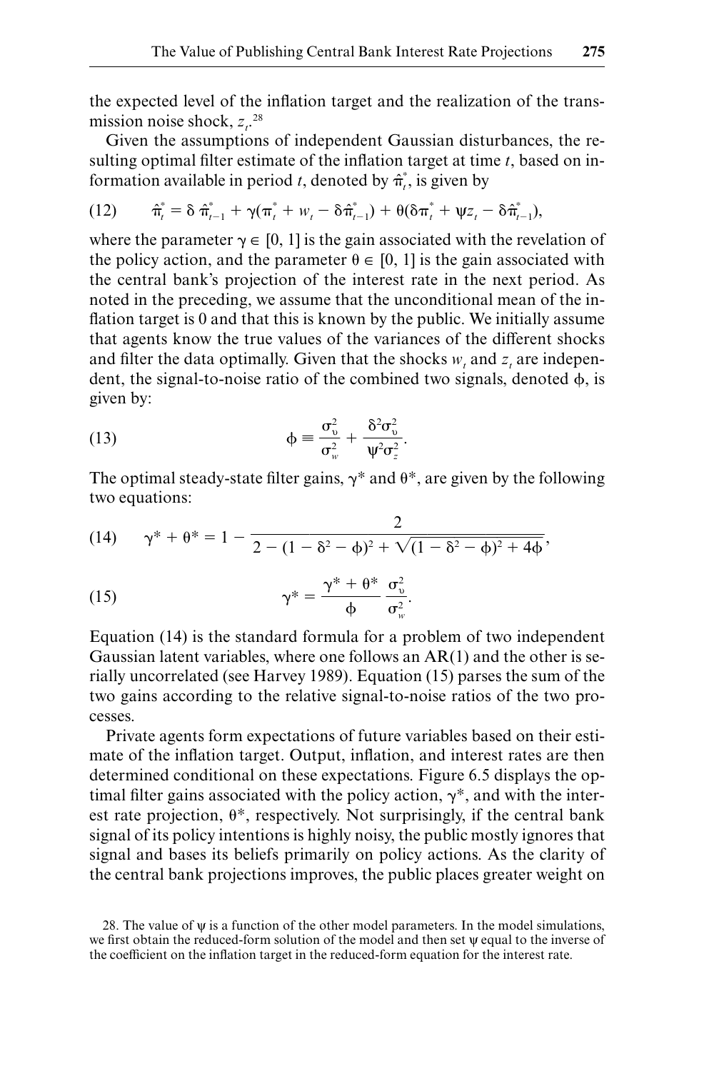the expected level of the inflation target and the realization of the transmission noise shock, $z_t$.[28]

Given the assumptions of independent Gaussian disturbances, the resulting optimal filter estimate of the inflation target at time $t$, based on information available in period $t$, denoted by $\hat{\pi}^*_t$, is given by

$$\text{(12)} \qquad \hat{\pi}^*_t = \delta\, \hat{\pi}^*_{t-1} + \gamma(\pi^*_t + w_t - \delta\hat{\pi}^*_{t-1}) + \theta(\delta\pi^*_t + \psi z_t - \delta\hat{\pi}^*_{t-1}),$$

where the parameter $\gamma \in [0, 1]$ is the gain associated with the revelation of the policy action, and the parameter $\theta \in [0, 1]$ is the gain associated with the central bank's projection of the interest rate in the next period. As noted in the preceding, we assume that the unconditional mean of the inflation target is 0 and that this is known by the public. We initially assume that agents know the true values of the variances of the different shocks and filter the data optimally. Given that the shocks $w_t$ and $z_t$ are independent, the signal-to-noise ratio of the combined two signals, denoted $\phi$, is given by:

$$\text{(13)} \qquad \phi \equiv \frac{\sigma^2_\upsilon}{\sigma^2_w} + \frac{\delta^2\sigma^2_\upsilon}{\psi^2\sigma^2_z}.$$

The optimal steady-state filter gains, $\gamma^*$ and $\theta^*$, are given by the following two equations:

$$\text{(14)} \qquad \gamma^* + \theta^* = 1 - \frac{2}{2 - (1 - \delta^2 - \phi)^2 + \sqrt{(1 - \delta^2 - \phi)^2 + 4\phi}},$$

$$\text{(15)} \qquad \gamma^* = \frac{\gamma^* + \theta^*}{\phi}\, \frac{\sigma^2_\upsilon}{\sigma^2_w}.$$

Equation (14) is the standard formula for a problem of two independent Gaussian latent variables, where one follows an AR(1) and the other is serially uncorrelated (see Harvey 1989). Equation (15) parses the sum of the two gains according to the relative signal-to-noise ratios of the two processes.

Private agents form expectations of future variables based on their estimate of the inflation target. Output, inflation, and interest rates are then determined conditional on these expectations. Figure 6.5 displays the optimal filter gains associated with the policy action, $\gamma^*$, and with the interest rate projection, $\theta^*$, respectively. Not surprisingly, if the central bank signal of its policy intentions is highly noisy, the public mostly ignores that signal and bases its beliefs primarily on policy actions. As the clarity of the central bank projections improves, the public places greater weight on

28. The value of $\psi$ is a function of the other model parameters. In the model simulations, we first obtain the reduced-form solution of the model and then set $\psi$ equal to the inverse of the coefficient on the inflation target in the reduced-form equation for the interest rate.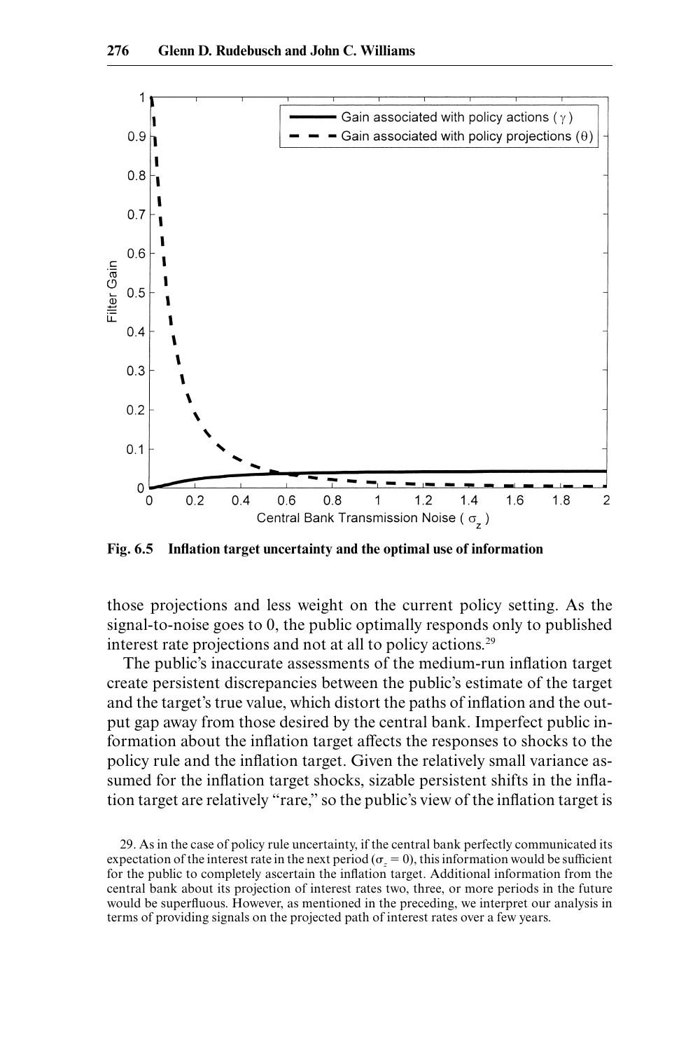Fig. 6.5 **Inflation target uncertainty and the optimal use of information**

those projections and less weight on the current policy setting. As the signal-to-noise goes to 0, the public optimally responds only to published interest rate projections and not at all to policy actions.[29]

The public's inaccurate assessments of the medium-run inflation target create persistent discrepancies between the public's estimate of the target and the target's true value, which distort the paths of inflation and the output gap away from those desired by the central bank. Imperfect public information about the inflation target affects the responses to shocks to the policy rule and the inflation target. Given the relatively small variance assumed for the inflation target shocks, sizable persistent shifts in the inflation target are relatively "rare," so the public's view of the inflation target is

29. As in the case of policy rule uncertainty, if the central bank perfectly communicated its expectation of the interest rate in the next period ($\sigma_z = 0$), this information would be sufficient for the public to completely ascertain the inflation target. Additional information from the central bank about its projection of interest rates two, three, or more periods in the future would be superfluous. However, as mentioned in the preceding, we interpret our analysis in terms of providing signals on the projected path of interest rates over a few years.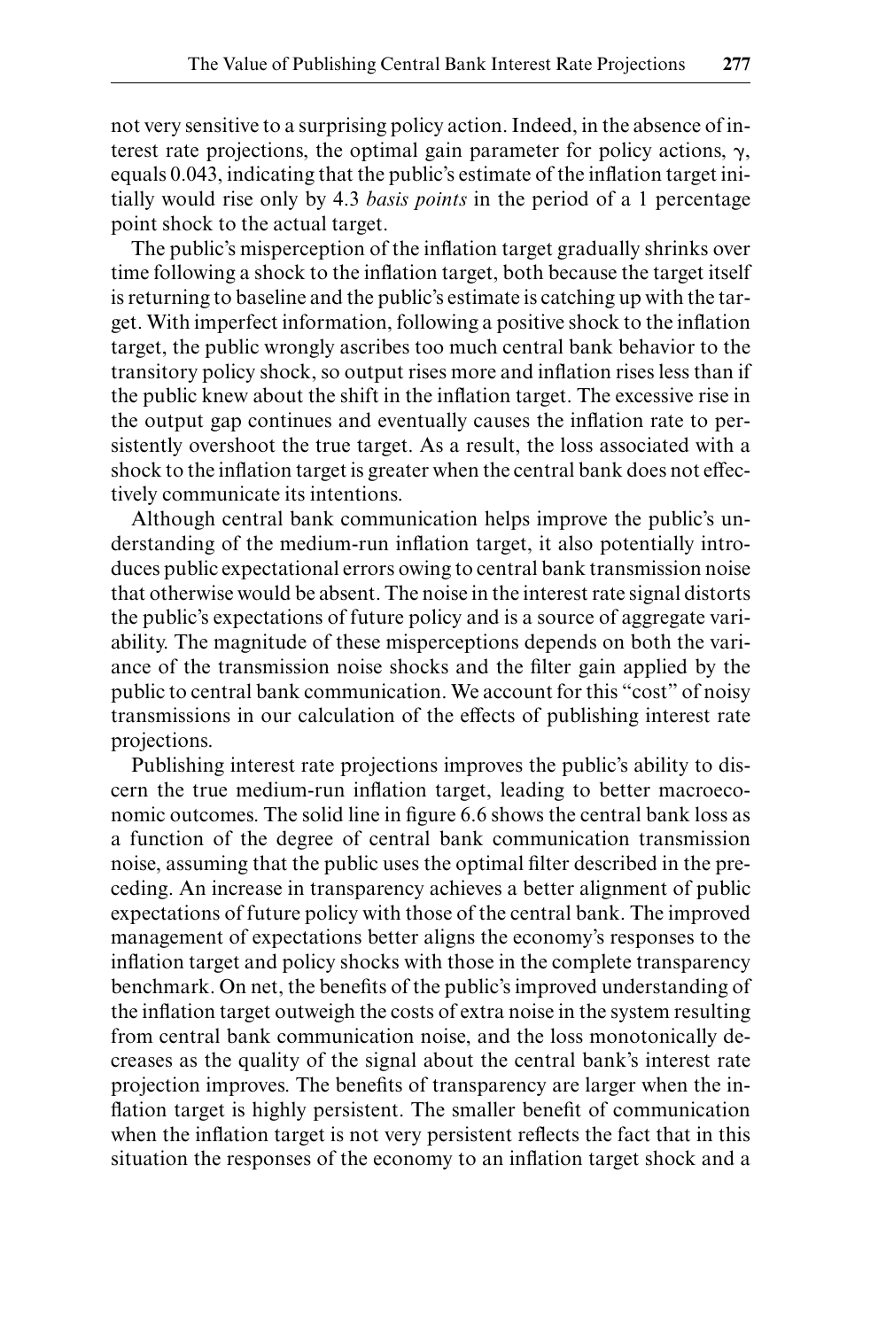not very sensitive to a surprising policy action. Indeed, in the absence of interest rate projections, the optimal gain parameter for policy actions, $\gamma$, equals 0.043, indicating that the public's estimate of the inflation target initially would rise only by 4.3 *basis points* in the period of a 1 percentage point shock to the actual target.

The public's misperception of the inflation target gradually shrinks over time following a shock to the inflation target, both because the target itself is returning to baseline and the public's estimate is catching up with the target. With imperfect information, following a positive shock to the inflation target, the public wrongly ascribes too much central bank behavior to the transitory policy shock, so output rises more and inflation rises less than if the public knew about the shift in the inflation target. The excessive rise in the output gap continues and eventually causes the inflation rate to persistently overshoot the true target. As a result, the loss associated with a shock to the inflation target is greater when the central bank does not effectively communicate its intentions.

Although central bank communication helps improve the public's understanding of the medium-run inflation target, it also potentially introduces public expectational errors owing to central bank transmission noise that otherwise would be absent. The noise in the interest rate signal distorts the public's expectations of future policy and is a source of aggregate variability. The magnitude of these misperceptions depends on both the variance of the transmission noise shocks and the filter gain applied by the public to central bank communication. We account for this "cost" of noisy transmissions in our calculation of the effects of publishing interest rate projections.

Publishing interest rate projections improves the public's ability to discern the true medium-run inflation target, leading to better macroeconomic outcomes. The solid line in figure 6.6 shows the central bank loss as a function of the degree of central bank communication transmission noise, assuming that the public uses the optimal filter described in the preceding. An increase in transparency achieves a better alignment of public expectations of future policy with those of the central bank. The improved management of expectations better aligns the economy's responses to the inflation target and policy shocks with those in the complete transparency benchmark. On net, the benefits of the public's improved understanding of the inflation target outweigh the costs of extra noise in the system resulting from central bank communication noise, and the loss monotonically decreases as the quality of the signal about the central bank's interest rate projection improves. The benefits of transparency are larger when the inflation target is highly persistent. The smaller benefit of communication when the inflation target is not very persistent reflects the fact that in this situation the responses of the economy to an inflation target shock and a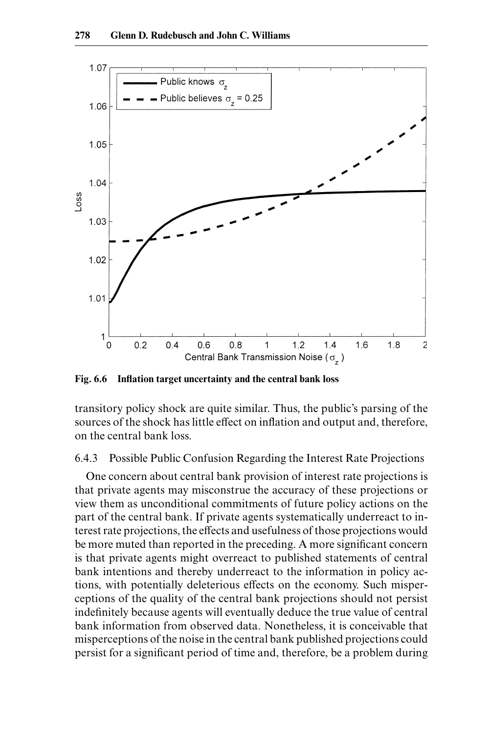**Fig. 6.6 Inflation target uncertainty and the central bank loss**

transitory policy shock are quite similar. Thus, the public's parsing of the sources of the shock has little effect on inflation and output and, therefore, on the central bank loss.

### 6.4.3 Possible Public Confusion Regarding the Interest Rate Projections

One concern about central bank provision of interest rate projections is that private agents may misconstrue the accuracy of these projections or view them as unconditional commitments of future policy actions on the part of the central bank. If private agents systematically underreact to interest rate projections, the effects and usefulness of those projections would be more muted than reported in the preceding. A more significant concern is that private agents might overreact to published statements of central bank intentions and thereby underreact to the information in policy actions, with potentially deleterious effects on the economy. Such misperceptions of the quality of the central bank projections should not persist indefinitely because agents will eventually deduce the true value of central bank information from observed data. Nonetheless, it is conceivable that misperceptions of the noise in the central bank published projections could persist for a significant period of time and, therefore, be a problem during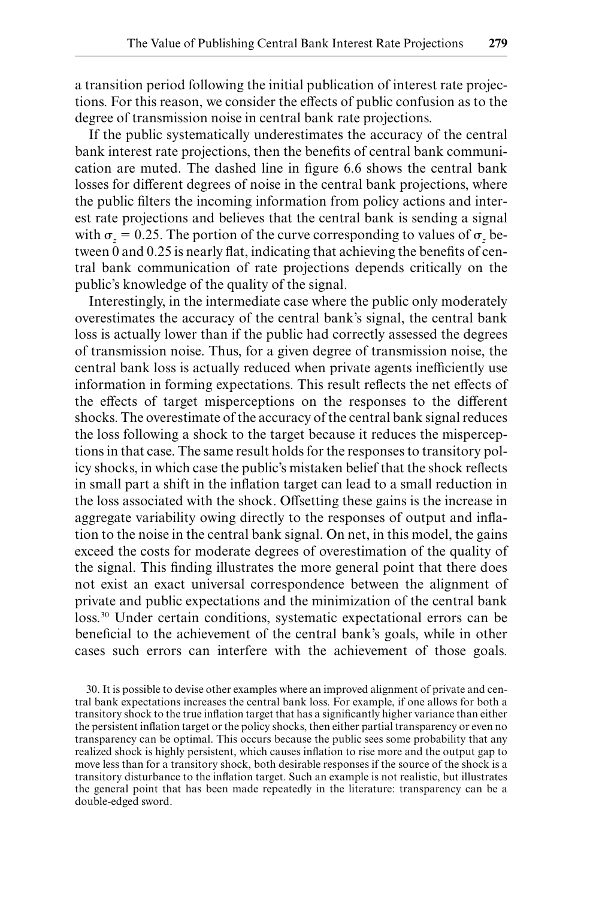a transition period following the initial publication of interest rate projections. For this reason, we consider the effects of public confusion as to the degree of transmission noise in central bank rate projections.

If the public systematically underestimates the accuracy of the central bank interest rate projections, then the benefits of central bank communication are muted. The dashed line in figure 6.6 shows the central bank losses for different degrees of noise in the central bank projections, where the public filters the incoming information from policy actions and interest rate projections and believes that the central bank is sending a signal with $\sigma_z = 0.25$. The portion of the curve corresponding to values of $\sigma_z$ between 0 and 0.25 is nearly flat, indicating that achieving the benefits of central bank communication of rate projections depends critically on the public's knowledge of the quality of the signal.

Interestingly, in the intermediate case where the public only moderately overestimates the accuracy of the central bank's signal, the central bank loss is actually lower than if the public had correctly assessed the degrees of transmission noise. Thus, for a given degree of transmission noise, the central bank loss is actually reduced when private agents inefficiently use information in forming expectations. This result reflects the net effects of the effects of target misperceptions on the responses to the different shocks. The overestimate of the accuracy of the central bank signal reduces the loss following a shock to the target because it reduces the misperceptions in that case. The same result holds for the responses to transitory policy shocks, in which case the public's mistaken belief that the shock reflects in small part a shift in the inflation target can lead to a small reduction in the loss associated with the shock. Offsetting these gains is the increase in aggregate variability owing directly to the responses of output and inflation to the noise in the central bank signal. On net, in this model, the gains exceed the costs for moderate degrees of overestimation of the quality of the signal. This finding illustrates the more general point that there does not exist an exact universal correspondence between the alignment of private and public expectations and the minimization of the central bank loss.[30] Under certain conditions, systematic expectational errors can be beneficial to the achievement of the central bank's goals, while in other cases such errors can interfere with the achievement of those goals.

30. It is possible to devise other examples where an improved alignment of private and central bank expectations increases the central bank loss. For example, if one allows for both a transitory shock to the true inflation target that has a significantly higher variance than either the persistent inflation target or the policy shocks, then either partial transparency or even no transparency can be optimal. This occurs because the public sees some probability that any realized shock is highly persistent, which causes inflation to rise more and the output gap to move less than for a transitory shock, both desirable responses if the source of the shock is a transitory disturbance to the inflation target. Such an example is not realistic, but illustrates the general point that has been made repeatedly in the literature: transparency can be a double-edged sword.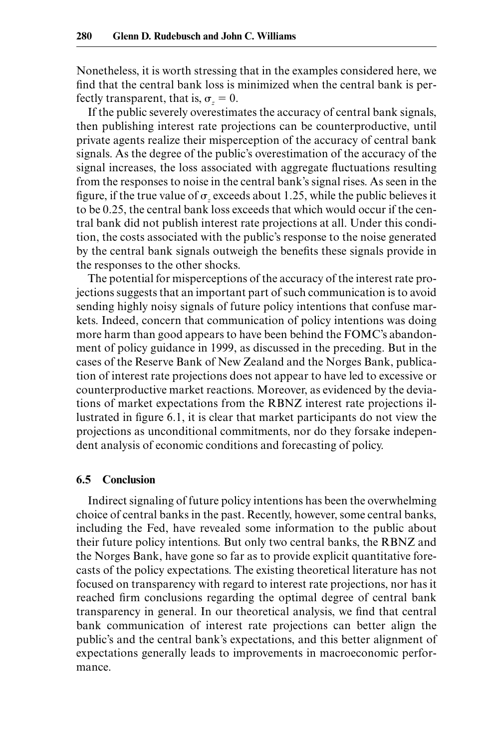Nonetheless, it is worth stressing that in the examples considered here, we find that the central bank loss is minimized when the central bank is perfectly transparent, that is, $\sigma_z = 0$.

If the public severely overestimates the accuracy of central bank signals, then publishing interest rate projections can be counterproductive, until private agents realize their misperception of the accuracy of central bank signals. As the degree of the public's overestimation of the accuracy of the signal increases, the loss associated with aggregate fluctuations resulting from the responses to noise in the central bank's signal rises. As seen in the figure, if the true value of $\sigma_z$ exceeds about 1.25, while the public believes it to be 0.25, the central bank loss exceeds that which would occur if the central bank did not publish interest rate projections at all. Under this condition, the costs associated with the public's response to the noise generated by the central bank signals outweigh the benefits these signals provide in the responses to the other shocks.

The potential for misperceptions of the accuracy of the interest rate projections suggests that an important part of such communication is to avoid sending highly noisy signals of future policy intentions that confuse markets. Indeed, concern that communication of policy intentions was doing more harm than good appears to have been behind the FOMC's abandonment of policy guidance in 1999, as discussed in the preceding. But in the cases of the Reserve Bank of New Zealand and the Norges Bank, publication of interest rate projections does not appear to have led to excessive or counterproductive market reactions. Moreover, as evidenced by the deviations of market expectations from the RBNZ interest rate projections illustrated in figure 6.1, it is clear that market participants do not view the projections as unconditional commitments, nor do they forsake independent analysis of economic conditions and forecasting of policy.

## 6.5 Conclusion

Indirect signaling of future policy intentions has been the overwhelming choice of central banks in the past. Recently, however, some central banks, including the Fed, have revealed some information to the public about their future policy intentions. But only two central banks, the RBNZ and the Norges Bank, have gone so far as to provide explicit quantitative forecasts of the policy expectations. The existing theoretical literature has not focused on transparency with regard to interest rate projections, nor has it reached firm conclusions regarding the optimal degree of central bank transparency in general. In our theoretical analysis, we find that central bank communication of interest rate projections can better align the public's and the central bank's expectations, and this better alignment of expectations generally leads to improvements in macroeconomic performance.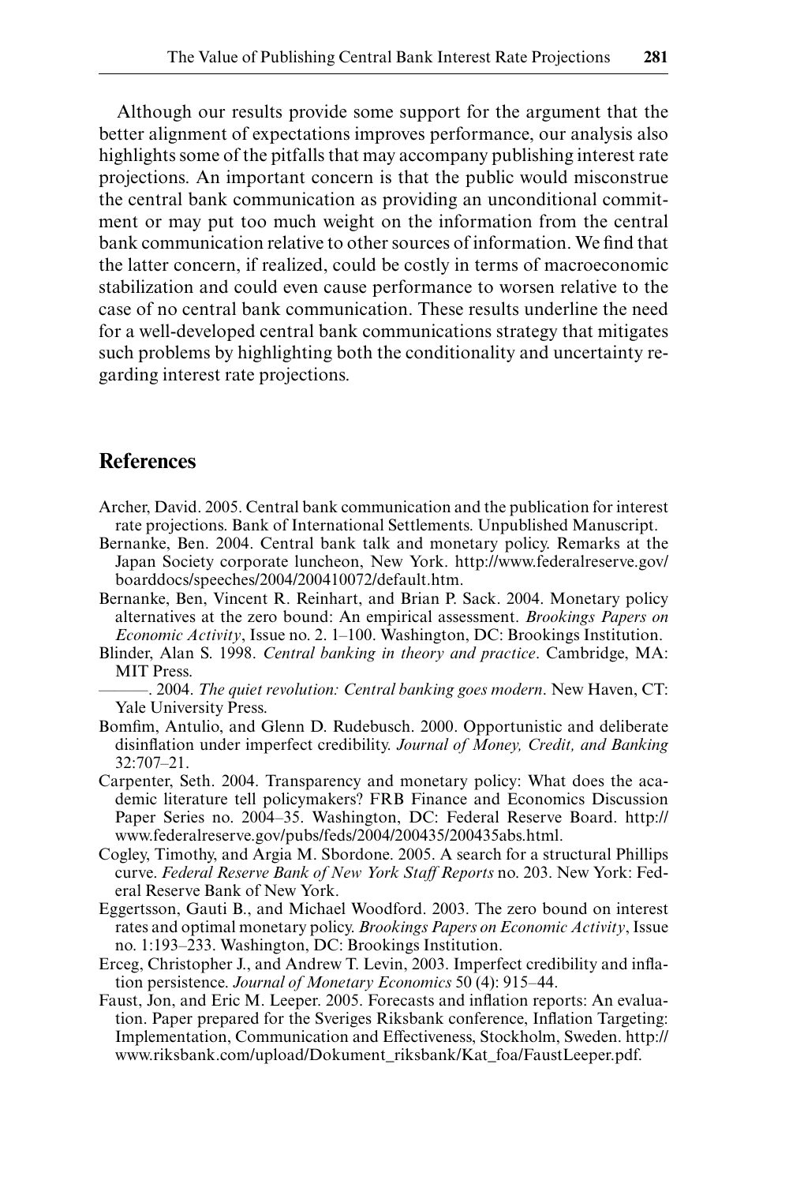Although our results provide some support for the argument that the better alignment of expectations improves performance, our analysis also highlights some of the pitfalls that may accompany publishing interest rate projections. An important concern is that the public would misconstrue the central bank communication as providing an unconditional commitment or may put too much weight on the information from the central bank communication relative to other sources of information. We find that the latter concern, if realized, could be costly in terms of macroeconomic stabilization and could even cause performance to worsen relative to the case of no central bank communication. These results underline the need for a well-developed central bank communications strategy that mitigates such problems by highlighting both the conditionality and uncertainty regarding interest rate projections.

## References

Archer, David. 2005. Central bank communication and the publication for interest rate projections. Bank of International Settlements. Unpublished Manuscript.

Bernanke, Ben. 2004. Central bank talk and monetary policy. Remarks at the Japan Society corporate luncheon, New York. http://www.federalreserve.gov/boarddocs/speeches/2004/200410072/default.htm.

Bernanke, Ben, Vincent R. Reinhart, and Brian P. Sack. 2004. Monetary policy alternatives at the zero bound: An empirical assessment. *Brookings Papers on Economic Activity*, Issue no. 2. 1–100. Washington, DC: Brookings Institution.

Blinder, Alan S. 1998. *Central banking in theory and practice*. Cambridge, MA: MIT Press.

———. 2004. *The quiet revolution: Central banking goes modern*. New Haven, CT: Yale University Press.

Bomfim, Antulio, and Glenn D. Rudebusch. 2000. Opportunistic and deliberate disinflation under imperfect credibility. *Journal of Money, Credit, and Banking* 32:707–21.

Carpenter, Seth. 2004. Transparency and monetary policy: What does the academic literature tell policymakers? FRB Finance and Economics Discussion Paper Series no. 2004–35. Washington, DC: Federal Reserve Board. http://www.federalreserve.gov/pubs/feds/2004/200435/200435abs.html.

Cogley, Timothy, and Argia M. Sbordone. 2005. A search for a structural Phillips curve. *Federal Reserve Bank of New York Staff Reports* no. 203. New York: Federal Reserve Bank of New York.

Eggertsson, Gauti B., and Michael Woodford. 2003. The zero bound on interest rates and optimal monetary policy. *Brookings Papers on Economic Activity*, Issue no. 1:193–233. Washington, DC: Brookings Institution.

Erceg, Christopher J., and Andrew T. Levin, 2003. Imperfect credibility and inflation persistence. *Journal of Monetary Economics* 50 (4): 915–44.

Faust, Jon, and Eric M. Leeper. 2005. Forecasts and inflation reports: An evaluation. Paper prepared for the Sveriges Riksbank conference, Inflation Targeting: Implementation, Communication and Effectiveness, Stockholm, Sweden. http://www.riksbank.com/upload/Dokument_riksbank/Kat_foa/FaustLeeper.pdf.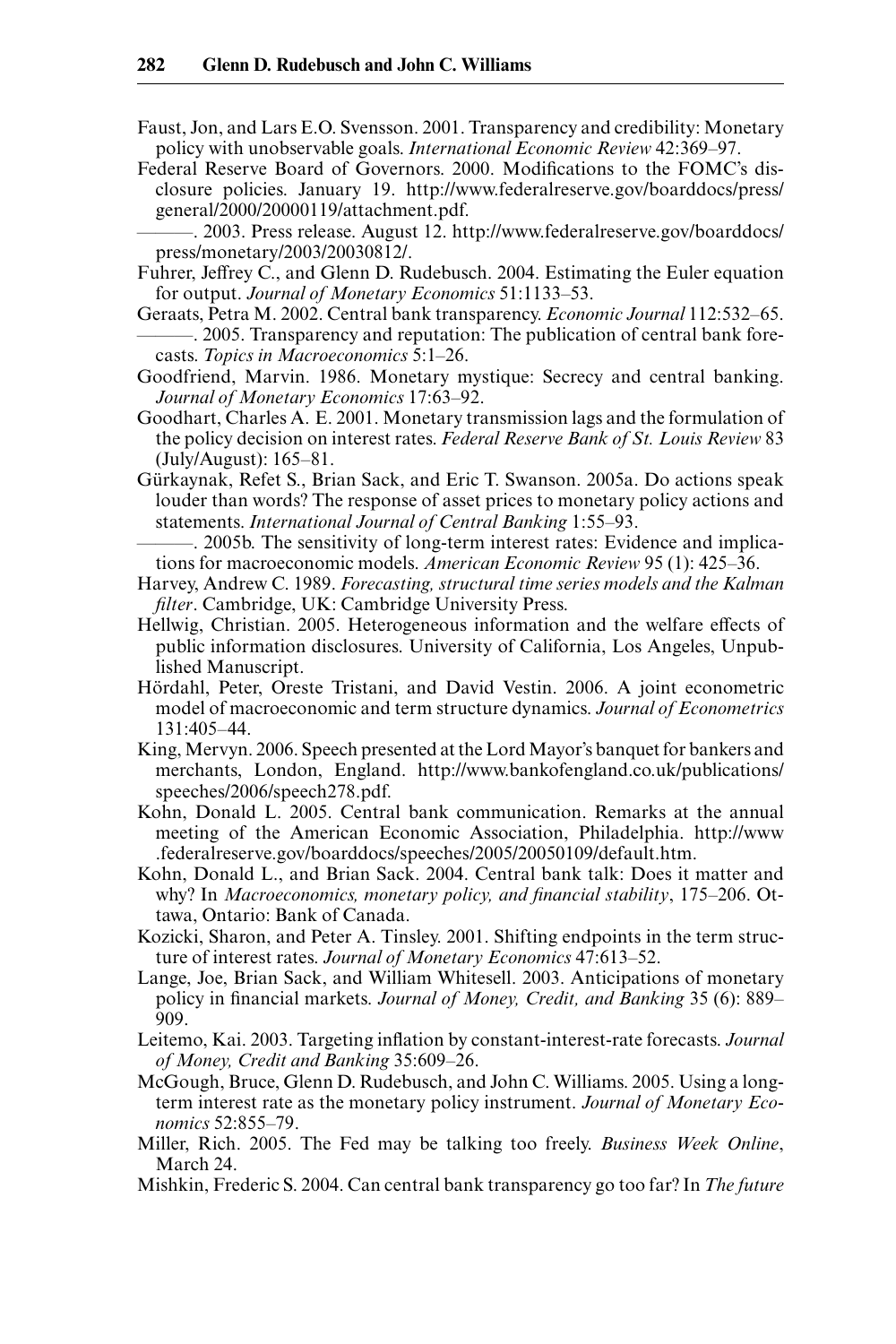Faust, Jon, and Lars E.O. Svensson. 2001. Transparency and credibility: Monetary policy with unobservable goals. *International Economic Review* 42:369–97.

Federal Reserve Board of Governors. 2000. Modifications to the FOMC's disclosure policies. January 19. http://www.federalreserve.gov/boarddocs/press/general/2000/20000119/attachment.pdf.

———. 2003. Press release. August 12. http://www.federalreserve.gov/boarddocs/press/monetary/2003/20030812/.

Fuhrer, Jeffrey C., and Glenn D. Rudebusch. 2004. Estimating the Euler equation for output. *Journal of Monetary Economics* 51:1133–53.

Geraats, Petra M. 2002. Central bank transparency. *Economic Journal* 112:532–65.

———. 2005. Transparency and reputation: The publication of central bank forecasts. *Topics in Macroeconomics* 5:1–26.

Goodfriend, Marvin. 1986. Monetary mystique: Secrecy and central banking. *Journal of Monetary Economics* 17:63–92.

Goodhart, Charles A. E. 2001. Monetary transmission lags and the formulation of the policy decision on interest rates. *Federal Reserve Bank of St. Louis Review* 83 (July/August): 165–81.

Gürkaynak, Refet S., Brian Sack, and Eric T. Swanson. 2005a. Do actions speak louder than words? The response of asset prices to monetary policy actions and statements. *International Journal of Central Banking* 1:55–93.

———. 2005b. The sensitivity of long-term interest rates: Evidence and implications for macroeconomic models. *American Economic Review* 95 (1): 425–36.

Harvey, Andrew C. 1989. *Forecasting, structural time series models and the Kalman filter*. Cambridge, UK: Cambridge University Press.

Hellwig, Christian. 2005. Heterogeneous information and the welfare effects of public information disclosures. University of California, Los Angeles, Unpublished Manuscript.

Hördahl, Peter, Oreste Tristani, and David Vestin. 2006. A joint econometric model of macroeconomic and term structure dynamics. *Journal of Econometrics* 131:405–44.

King, Mervyn. 2006. Speech presented at the Lord Mayor's banquet for bankers and merchants, London, England. http://www.bankofengland.co.uk/publications/speeches/2006/speech278.pdf.

Kohn, Donald L. 2005. Central bank communication. Remarks at the annual meeting of the American Economic Association, Philadelphia. http://www.federalreserve.gov/boarddocs/speeches/2005/20050109/default.htm.

Kohn, Donald L., and Brian Sack. 2004. Central bank talk: Does it matter and why? In *Macroeconomics, monetary policy, and financial stability*, 175–206. Ottawa, Ontario: Bank of Canada.

Kozicki, Sharon, and Peter A. Tinsley. 2001. Shifting endpoints in the term structure of interest rates. *Journal of Monetary Economics* 47:613–52.

Lange, Joe, Brian Sack, and William Whitesell. 2003. Anticipations of monetary policy in financial markets. *Journal of Money, Credit, and Banking* 35 (6): 889–909.

Leitemo, Kai. 2003. Targeting inflation by constant-interest-rate forecasts. *Journal of Money, Credit and Banking* 35:609–26.

McGough, Bruce, Glenn D. Rudebusch, and John C. Williams. 2005. Using a long-term interest rate as the monetary policy instrument. *Journal of Monetary Economics* 52:855–79.

Miller, Rich. 2005. The Fed may be talking too freely. *Business Week Online*, March 24.

Mishkin, Frederic S. 2004. Can central bank transparency go too far? In *The future*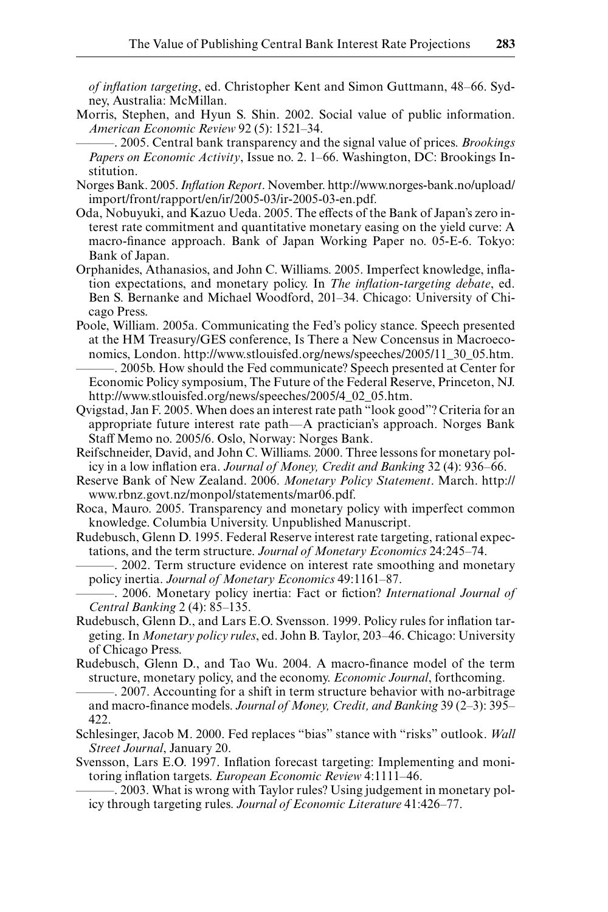*of inflation targeting*, ed. Christopher Kent and Simon Guttmann, 48–66. Sydney, Australia: McMillan.

Morris, Stephen, and Hyun S. Shin. 2002. Social value of public information. *American Economic Review* 92 (5): 1521–34.

———. 2005. Central bank transparency and the signal value of prices. *Brookings Papers on Economic Activity*, Issue no. 2. 1–66. Washington, DC: Brookings Institution.

Norges Bank. 2005. *Inflation Report*. November. http://www.norges-bank.no/upload/import/front/rapport/en/ir/2005-03/ir-2005-03-en.pdf.

Oda, Nobuyuki, and Kazuo Ueda. 2005. The effects of the Bank of Japan's zero interest rate commitment and quantitative monetary easing on the yield curve: A macro-finance approach. Bank of Japan Working Paper no. 05-E-6. Tokyo: Bank of Japan.

Orphanides, Athanasios, and John C. Williams. 2005. Imperfect knowledge, inflation expectations, and monetary policy. In *The inflation-targeting debate*, ed. Ben S. Bernanke and Michael Woodford, 201–34. Chicago: University of Chicago Press.

Poole, William. 2005a. Communicating the Fed's policy stance. Speech presented at the HM Treasury/GES conference, Is There a New Concensus in Macroeconomics, London. http://www.stlouisfed.org/news/speeches/2005/11_30_05.htm.

———. 2005b. How should the Fed communicate? Speech presented at Center for Economic Policy symposium, The Future of the Federal Reserve, Princeton, NJ. http://www.stlouisfed.org/news/speeches/2005/4_02_05.htm.

Qvigstad, Jan F. 2005. When does an interest rate path "look good"? Criteria for an appropriate future interest rate path—A practician's approach. Norges Bank Staff Memo no. 2005/6. Oslo, Norway: Norges Bank.

Reifschneider, David, and John C. Williams. 2000. Three lessons for monetary policy in a low inflation era. *Journal of Money, Credit and Banking* 32 (4): 936–66.

Reserve Bank of New Zealand. 2006. *Monetary Policy Statement*. March. http://www.rbnz.govt.nz/monpol/statements/mar06.pdf.

Roca, Mauro. 2005. Transparency and monetary policy with imperfect common knowledge. Columbia University. Unpublished Manuscript.

Rudebusch, Glenn D. 1995. Federal Reserve interest rate targeting, rational expectations, and the term structure. *Journal of Monetary Economics* 24:245–74.

———. 2002. Term structure evidence on interest rate smoothing and monetary policy inertia. *Journal of Monetary Economics* 49:1161–87.

———. 2006. Monetary policy inertia: Fact or fiction? *International Journal of Central Banking* 2 (4): 85–135.

Rudebusch, Glenn D., and Lars E.O. Svensson. 1999. Policy rules for inflation targeting. In *Monetary policy rules*, ed. John B. Taylor, 203–46. Chicago: University of Chicago Press.

Rudebusch, Glenn D., and Tao Wu. 2004. A macro-finance model of the term structure, monetary policy, and the economy. *Economic Journal*, forthcoming.

———. 2007. Accounting for a shift in term structure behavior with no-arbitrage and macro-finance models. *Journal of Money, Credit, and Banking* 39 (2–3): 395–422.

Schlesinger, Jacob M. 2000. Fed replaces "bias" stance with "risks" outlook. *Wall Street Journal*, January 20.

Svensson, Lars E.O. 1997. Inflation forecast targeting: Implementing and monitoring inflation targets. *European Economic Review* 4:1111–46.

———. 2003. What is wrong with Taylor rules? Using judgement in monetary policy through targeting rules. *Journal of Economic Literature* 41:426–77.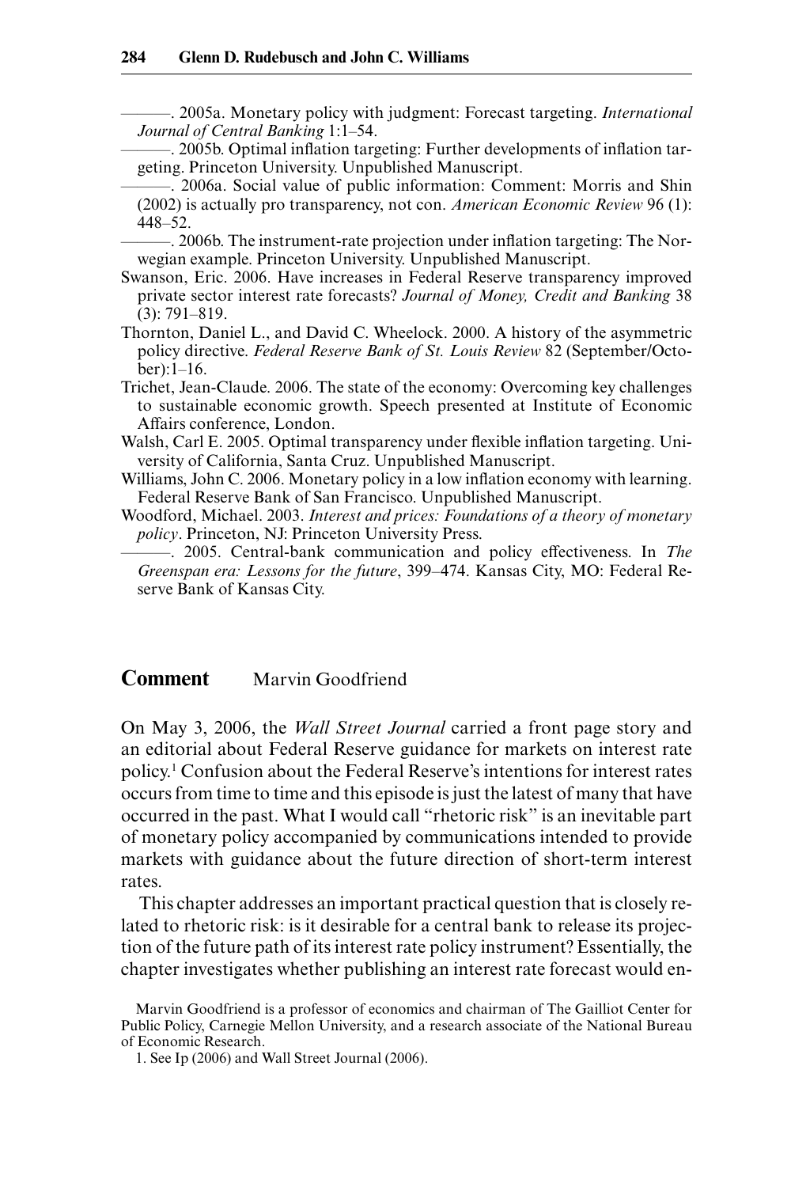———. 2005a. Monetary policy with judgment: Forecast targeting. *International Journal of Central Banking* 1:1–54.

———. 2005b. Optimal inflation targeting: Further developments of inflation targeting. Princeton University. Unpublished Manuscript.

———. 2006a. Social value of public information: Comment: Morris and Shin (2002) is actually pro transparency, not con. *American Economic Review* 96 (1): 448–52.

———. 2006b. The instrument-rate projection under inflation targeting: The Norwegian example. Princeton University. Unpublished Manuscript.

Swanson, Eric. 2006. Have increases in Federal Reserve transparency improved private sector interest rate forecasts? *Journal of Money, Credit and Banking* 38 (3): 791–819.

Thornton, Daniel L., and David C. Wheelock. 2000. A history of the asymmetric policy directive. *Federal Reserve Bank of St. Louis Review* 82 (September/October):1–16.

Trichet, Jean-Claude. 2006. The state of the economy: Overcoming key challenges to sustainable economic growth. Speech presented at Institute of Economic Affairs conference, London.

Walsh, Carl E. 2005. Optimal transparency under flexible inflation targeting. University of California, Santa Cruz. Unpublished Manuscript.

Williams, John C. 2006. Monetary policy in a low inflation economy with learning. Federal Reserve Bank of San Francisco. Unpublished Manuscript.

Woodford, Michael. 2003. *Interest and prices: Foundations of a theory of monetary policy*. Princeton, NJ: Princeton University Press.

———. 2005. Central-bank communication and policy effectiveness. In *The Greenspan era: Lessons for the future*, 399–474. Kansas City, MO: Federal Reserve Bank of Kansas City.

## Comment Marvin Goodfriend

On May 3, 2006, the *Wall Street Journal* carried a front page story and an editorial about Federal Reserve guidance for markets on interest rate policy.[1] Confusion about the Federal Reserve's intentions for interest rates occurs from time to time and this episode is just the latest of many that have occurred in the past. What I would call "rhetoric risk" is an inevitable part of monetary policy accompanied by communications intended to provide markets with guidance about the future direction of short-term interest rates.

This chapter addresses an important practical question that is closely related to rhetoric risk: is it desirable for a central bank to release its projection of the future path of its interest rate policy instrument? Essentially, the chapter investigates whether publishing an interest rate forecast would en-

Marvin Goodfriend is a professor of economics and chairman of The Gailliot Center for Public Policy, Carnegie Mellon University, and a research associate of the National Bureau of Economic Research.

1. See Ip (2006) and Wall Street Journal (2006).